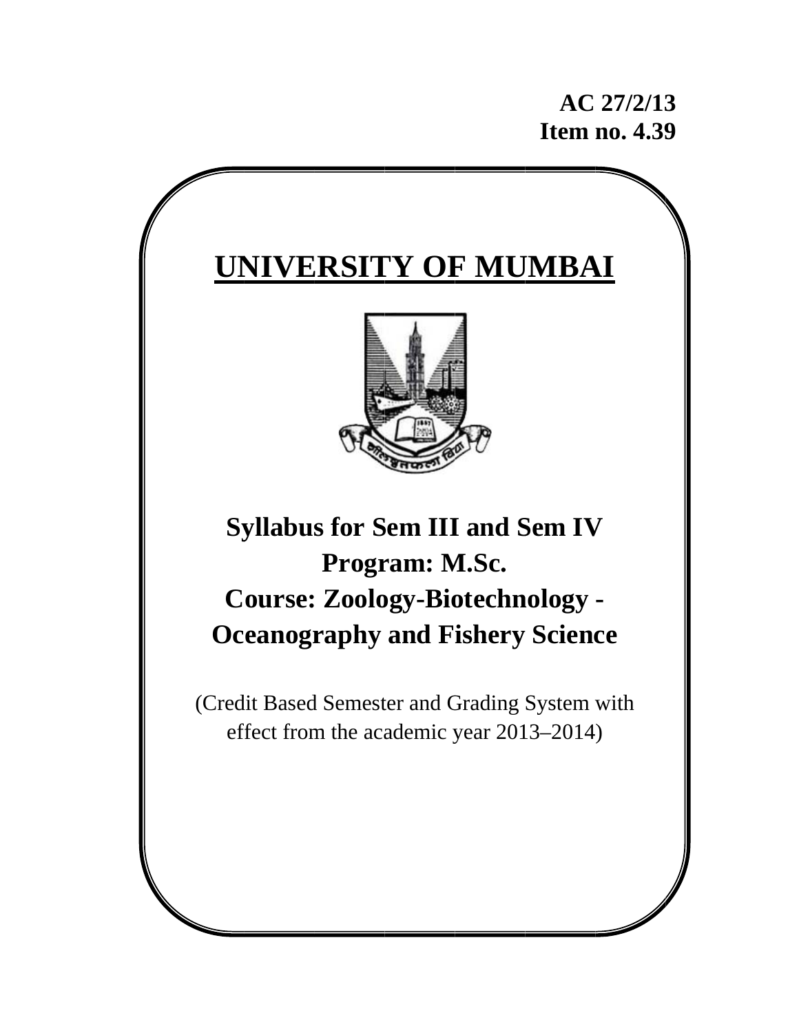**AC 27/2/13**
**Item no. 4.39**

# UNIVERSITY OF MUMBAI

## Syllabus for Sem III and Sem IV
## Program: M.Sc.
## Course: Zoology-Biotechnology - Oceanography and Fishery Science

(Credit Based Semester and Grading System with effect from the academic year 2013–2014)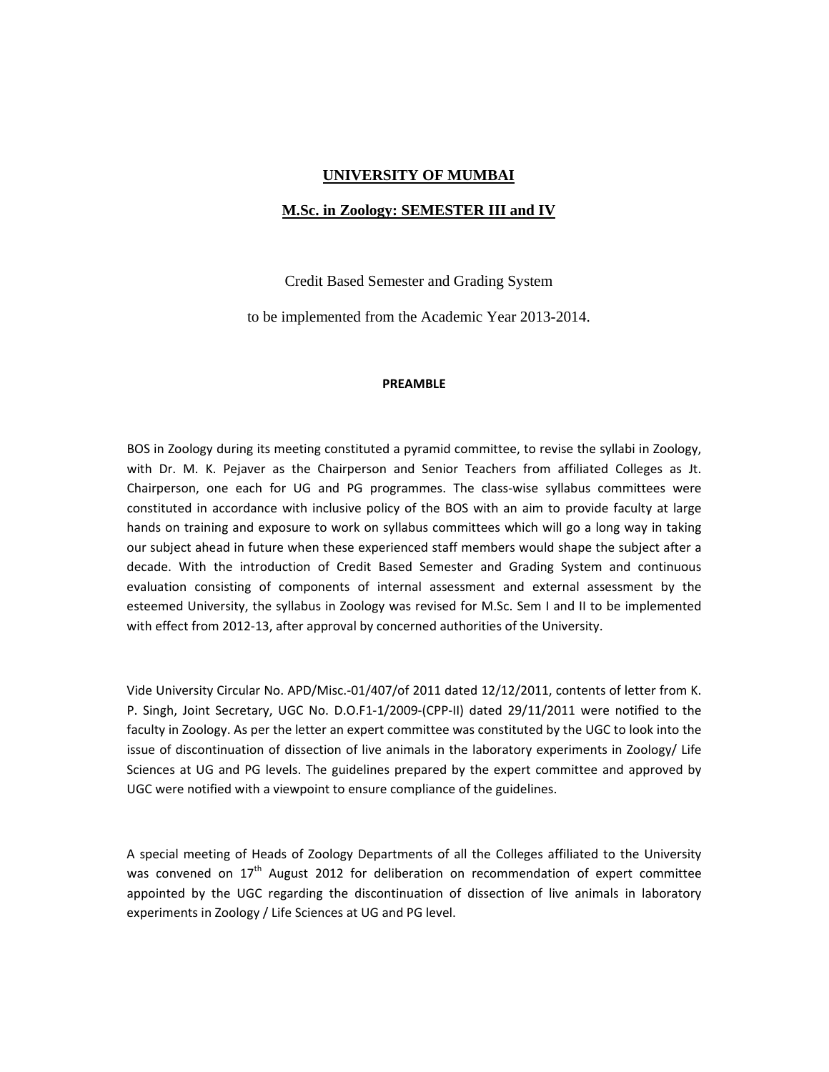# UNIVERSITY OF MUMBAI

## M.Sc. in Zoology: SEMESTER III and IV

Credit Based Semester and Grading System

to be implemented from the Academic Year 2013-2014.

### PREAMBLE

BOS in Zoology during its meeting constituted a pyramid committee, to revise the syllabi in Zoology, with Dr. M. K. Pejaver as the Chairperson and Senior Teachers from affiliated Colleges as Jt. Chairperson, one each for UG and PG programmes. The class-wise syllabus committees were constituted in accordance with inclusive policy of the BOS with an aim to provide faculty at large hands on training and exposure to work on syllabus committees which will go a long way in taking our subject ahead in future when these experienced staff members would shape the subject after a decade. With the introduction of Credit Based Semester and Grading System and continuous evaluation consisting of components of internal assessment and external assessment by the esteemed University, the syllabus in Zoology was revised for M.Sc. Sem I and II to be implemented with effect from 2012-13, after approval by concerned authorities of the University.

Vide University Circular No. APD/Misc.-01/407/of 2011 dated 12/12/2011, contents of letter from K. P. Singh, Joint Secretary, UGC No. D.O.F1-1/2009-(CPP-II) dated 29/11/2011 were notified to the faculty in Zoology. As per the letter an expert committee was constituted by the UGC to look into the issue of discontinuation of dissection of live animals in the laboratory experiments in Zoology/ Life Sciences at UG and PG levels. The guidelines prepared by the expert committee and approved by UGC were notified with a viewpoint to ensure compliance of the guidelines.

A special meeting of Heads of Zoology Departments of all the Colleges affiliated to the University was convened on 17th August 2012 for deliberation on recommendation of expert committee appointed by the UGC regarding the discontinuation of dissection of live animals in laboratory experiments in Zoology / Life Sciences at UG and PG level.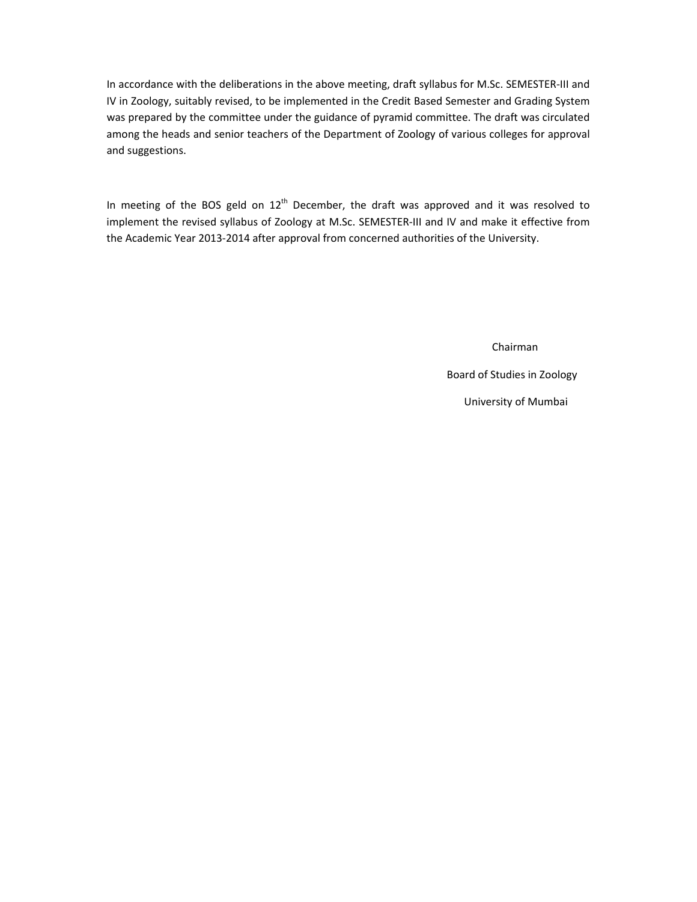In accordance with the deliberations in the above meeting, draft syllabus for M.Sc. SEMESTER-III and IV in Zoology, suitably revised, to be implemented in the Credit Based Semester and Grading System was prepared by the committee under the guidance of pyramid committee. The draft was circulated among the heads and senior teachers of the Department of Zoology of various colleges for approval and suggestions.

In meeting of the BOS geld on 12th December, the draft was approved and it was resolved to implement the revised syllabus of Zoology at M.Sc. SEMESTER-III and IV and make it effective from the Academic Year 2013-2014 after approval from concerned authorities of the University.

Chairman

Board of Studies in Zoology

University of Mumbai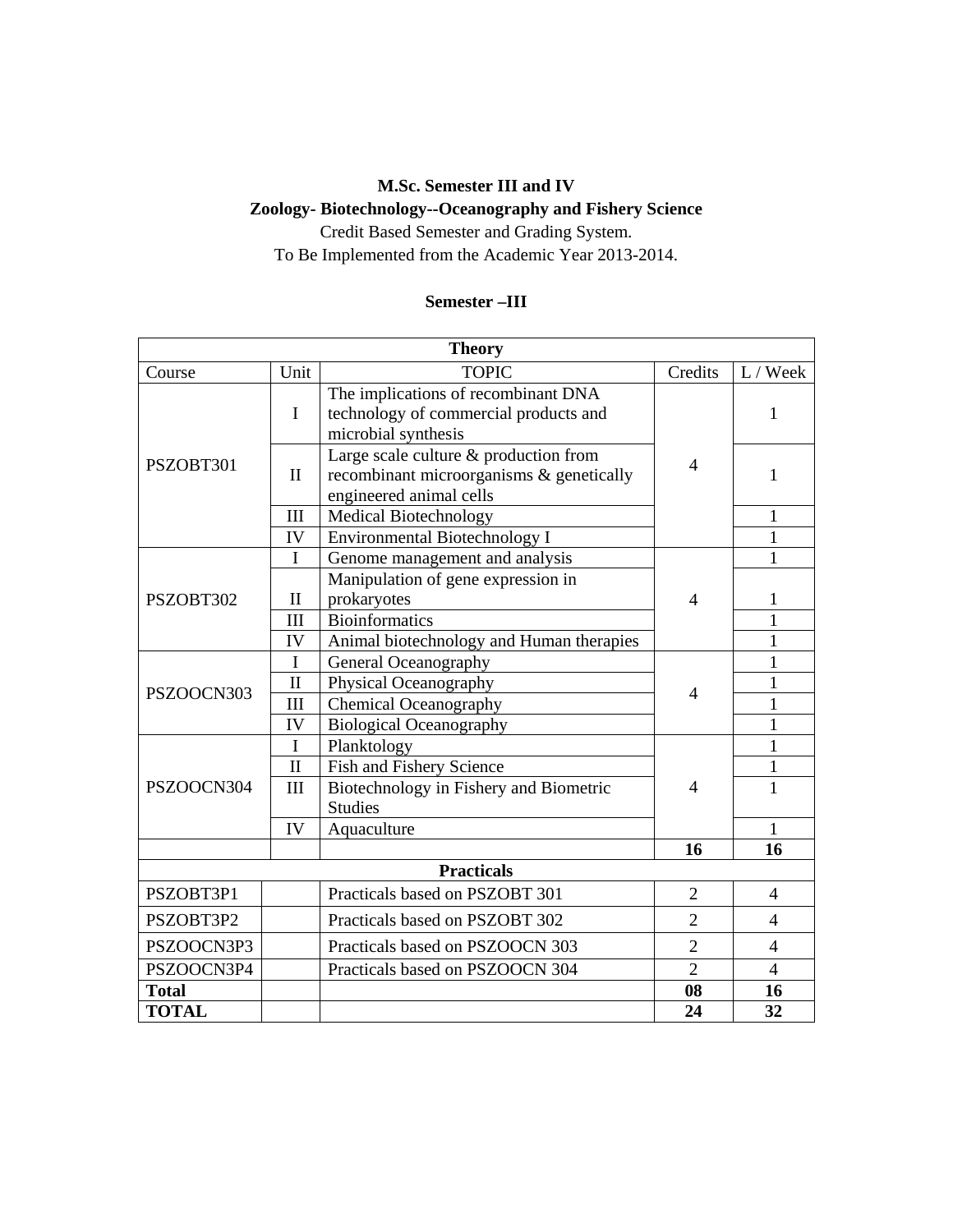**M.Sc. Semester III and IV**

**Zoology- Biotechnology--Oceanography and Fishery Science**

Credit Based Semester and Grading System.

To Be Implemented from the Academic Year 2013-2014.

**Semester –III**

| **Theory** | | | | |
|---|---|---|---|---|
| Course | Unit | TOPIC | Credits | L / Week |
| PSZOBT301 | I | The implications of recombinant DNA technology of commercial products and microbial synthesis | 4 | 1 |
| | II | Large scale culture & production from recombinant microorganisms & genetically engineered animal cells | | 1 |
| | III | Medical Biotechnology | | 1 |
| | IV | Environmental Biotechnology I | | 1 |
| PSZOBT302 | I | Genome management and analysis | 4 | 1 |
| | II | Manipulation of gene expression in prokaryotes | | 1 |
| | III | Bioinformatics | | 1 |
| | IV | Animal biotechnology and Human therapies | | 1 |
| PSZOOCN303 | I | General Oceanography | 4 | 1 |
| | II | Physical Oceanography | | 1 |
| | III | Chemical Oceanography | | 1 |
| | IV | Biological Oceanography | | 1 |
| PSZOOCN304 | I | Planktology | 4 | 1 |
| | II | Fish and Fishery Science | | 1 |
| | III | Biotechnology in Fishery and Biometric Studies | | 1 |
| | IV | Aquaculture | | 1 |
| | | | **16** | **16** |
| **Practicals** | | | | |
| PSZOBT3P1 | | Practicals based on PSZOBT 301 | 2 | 4 |
| PSZOBT3P2 | | Practicals based on PSZOBT 302 | 2 | 4 |
| PSZOOCN3P3 | | Practicals based on PSZOOCN 303 | 2 | 4 |
| PSZOOCN3P4 | | Practicals based on PSZOOCN 304 | 2 | 4 |
| **Total** | | | **08** | **16** |
| **TOTAL** | | | **24** | **32** |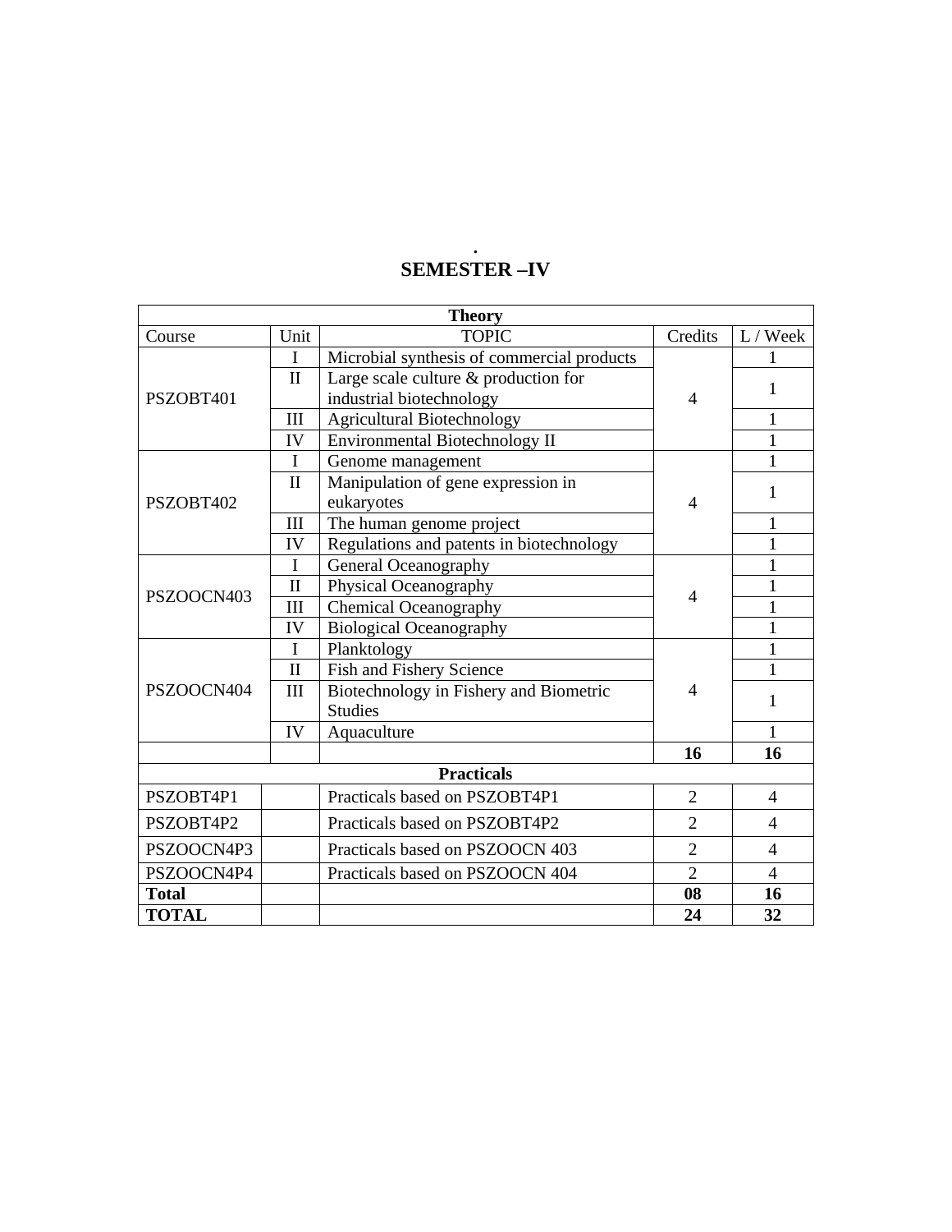## SEMESTER –IV

| Theory | | | | |
|---|---|---|---|---|
| Course | Unit | TOPIC | Credits | L / Week |
| PSZOBT401 | I | Microbial synthesis of commercial products | 4 | 1 |
| | II | Large scale culture & production for industrial biotechnology | | 1 |
| | III | Agricultural Biotechnology | | 1 |
| | IV | Environmental Biotechnology II | | 1 |
| PSZOBT402 | I | Genome management | 4 | 1 |
| | II | Manipulation of gene expression in eukaryotes | | 1 |
| | III | The human genome project | | 1 |
| | IV | Regulations and patents in biotechnology | | 1 |
| PSZOOCN403 | I | General Oceanography | 4 | 1 |
| | II | Physical Oceanography | | 1 |
| | III | Chemical Oceanography | | 1 |
| | IV | Biological Oceanography | | 1 |
| PSZOOCN404 | I | Planktology | 4 | 1 |
| | II | Fish and Fishery Science | | 1 |
| | III | Biotechnology in Fishery and Biometric Studies | | 1 |
| | IV | Aquaculture | | 1 |
| | | | **16** | **16** |
| **Practicals** | | | | |
| PSZOBT4P1 | | Practicals based on PSZOBT4P1 | 2 | 4 |
| PSZOBT4P2 | | Practicals based on PSZOBT4P2 | 2 | 4 |
| PSZOOCN4P3 | | Practicals based on PSZOOCN 403 | 2 | 4 |
| PSZOOCN4P4 | | Practicals based on PSZOOCN 404 | 2 | 4 |
| **Total** | | | **08** | **16** |
| **TOTAL** | | | **24** | **32** |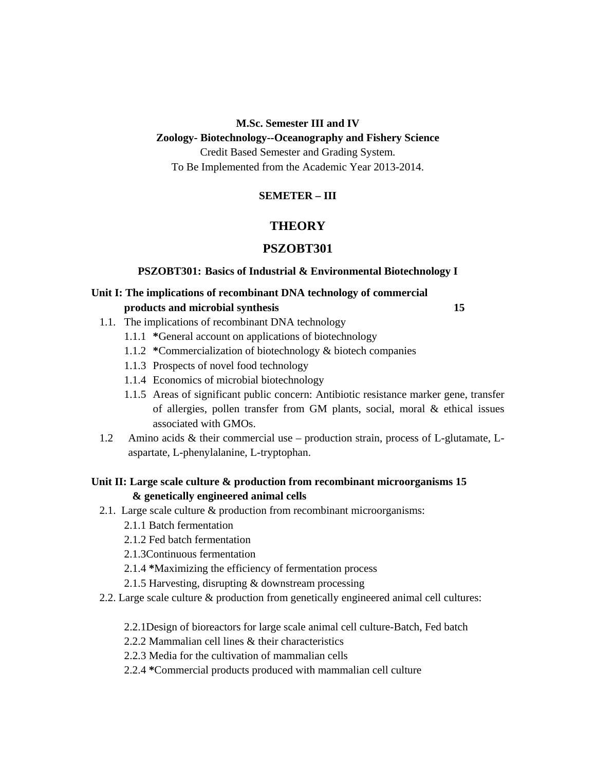**M.Sc. Semester III and IV**

**Zoology- Biotechnology--Oceanography and Fishery Science**

Credit Based Semester and Grading System.

To Be Implemented from the Academic Year 2013-2014.

**SEMETER – III**

## THEORY

## PSZOBT301

### PSZOBT301: Basics of Industrial & Environmental Biotechnology I

**Unit I: The implications of recombinant DNA technology of commercial products and microbial synthesis** **15**

- 1.1. The implications of recombinant DNA technology
  - 1.1.1 **\***General account on applications of biotechnology
  - 1.1.2 **\***Commercialization of biotechnology & biotech companies
  - 1.1.3 Prospects of novel food technology
  - 1.1.4 Economics of microbial biotechnology
  - 1.1.5 Areas of significant public concern: Antibiotic resistance marker gene, transfer of allergies, pollen transfer from GM plants, social, moral & ethical issues associated with GMOs.
- 1.2 Amino acids & their commercial use – production strain, process of L-glutamate, L-aspartate, L-phenylalanine, L-tryptophan.

**Unit II: Large scale culture & production from recombinant microorganisms & genetically engineered animal cells** **15**

- 2.1. Large scale culture & production from recombinant microorganisms:
  - 2.1.1 Batch fermentation
  - 2.1.2 Fed batch fermentation
  - 2.1.3Continuous fermentation
  - 2.1.4 **\***Maximizing the efficiency of fermentation process
  - 2.1.5 Harvesting, disrupting & downstream processing
- 2.2. Large scale culture & production from genetically engineered animal cell cultures:
  - 2.2.1Design of bioreactors for large scale animal cell culture-Batch, Fed batch
  - 2.2.2 Mammalian cell lines & their characteristics
  - 2.2.3 Media for the cultivation of mammalian cells
  - 2.2.4 **\***Commercial products produced with mammalian cell culture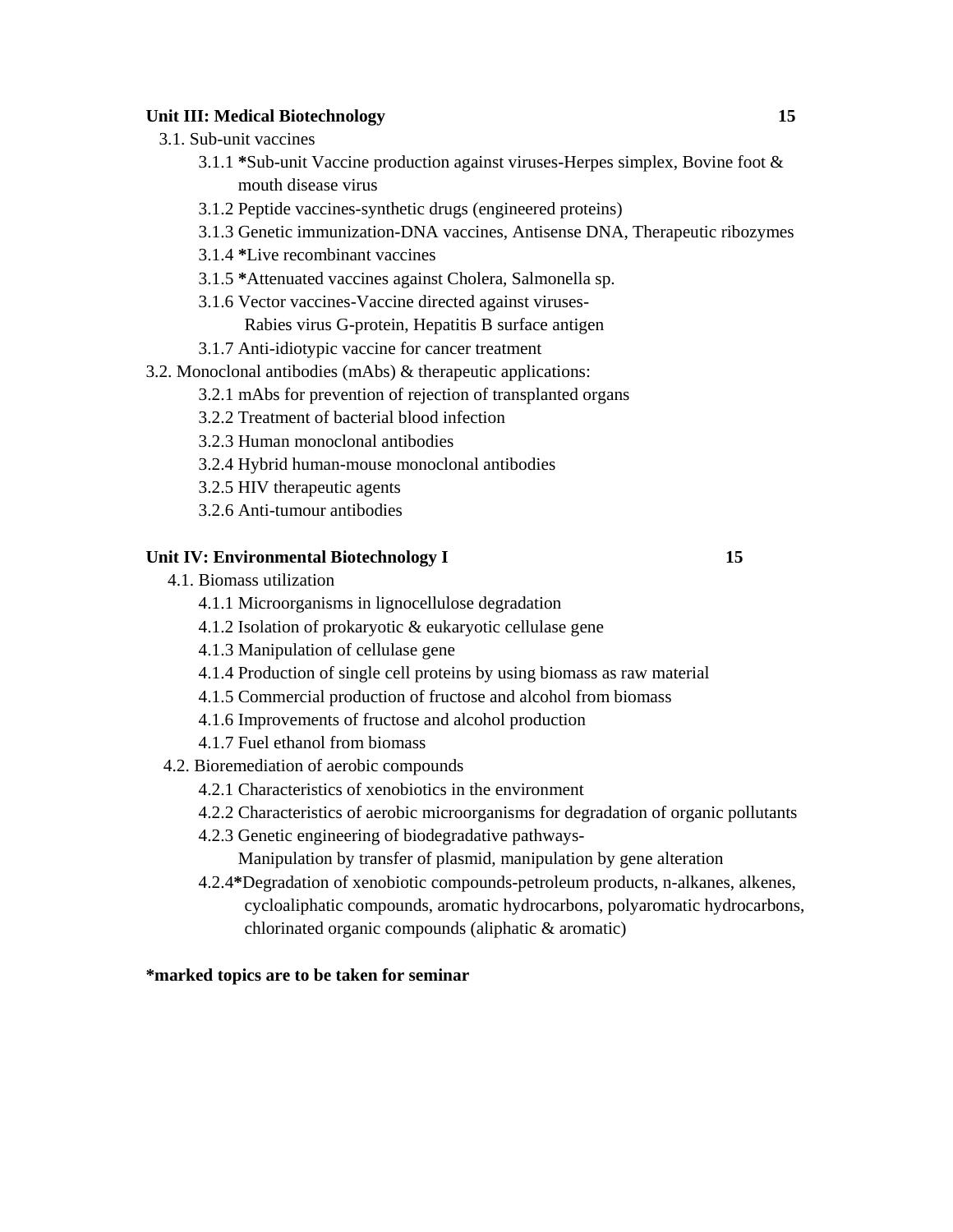**Unit III: Medical Biotechnology** **15**

- 3.1. Sub-unit vaccines
  - 3.1.1 ***Sub-unit Vaccine production against viruses-Herpes simplex, Bovine foot & mouth disease virus
  - 3.1.2 Peptide vaccines-synthetic drugs (engineered proteins)
  - 3.1.3 Genetic immunization-DNA vaccines, Antisense DNA, Therapeutic ribozymes
  - 3.1.4 ***Live recombinant vaccines
  - 3.1.5 ***Attenuated vaccines against Cholera, Salmonella sp.
  - 3.1.6 Vector vaccines-Vaccine directed against viruses- Rabies virus G-protein, Hepatitis B surface antigen
  - 3.1.7 Anti-idiotypic vaccine for cancer treatment
- 3.2. Monoclonal antibodies (mAbs) & therapeutic applications:
  - 3.2.1 mAbs for prevention of rejection of transplanted organs
  - 3.2.2 Treatment of bacterial blood infection
  - 3.2.3 Human monoclonal antibodies
  - 3.2.4 Hybrid human-mouse monoclonal antibodies
  - 3.2.5 HIV therapeutic agents
  - 3.2.6 Anti-tumour antibodies

**Unit IV: Environmental Biotechnology I** **15**

- 4.1. Biomass utilization
  - 4.1.1 Microorganisms in lignocellulose degradation
  - 4.1.2 Isolation of prokaryotic & eukaryotic cellulase gene
  - 4.1.3 Manipulation of cellulase gene
  - 4.1.4 Production of single cell proteins by using biomass as raw material
  - 4.1.5 Commercial production of fructose and alcohol from biomass
  - 4.1.6 Improvements of fructose and alcohol production
  - 4.1.7 Fuel ethanol from biomass
- 4.2. Bioremediation of aerobic compounds
  - 4.2.1 Characteristics of xenobiotics in the environment
  - 4.2.2 Characteristics of aerobic microorganisms for degradation of organic pollutants
  - 4.2.3 Genetic engineering of biodegradative pathways- Manipulation by transfer of plasmid, manipulation by gene alteration
  - 4.2.4***Degradation of xenobiotic compounds-petroleum products, n-alkanes, alkenes, cycloaliphatic compounds, aromatic hydrocarbons, polyaromatic hydrocarbons, chlorinated organic compounds (aliphatic & aromatic)

***marked topics are to be taken for seminar**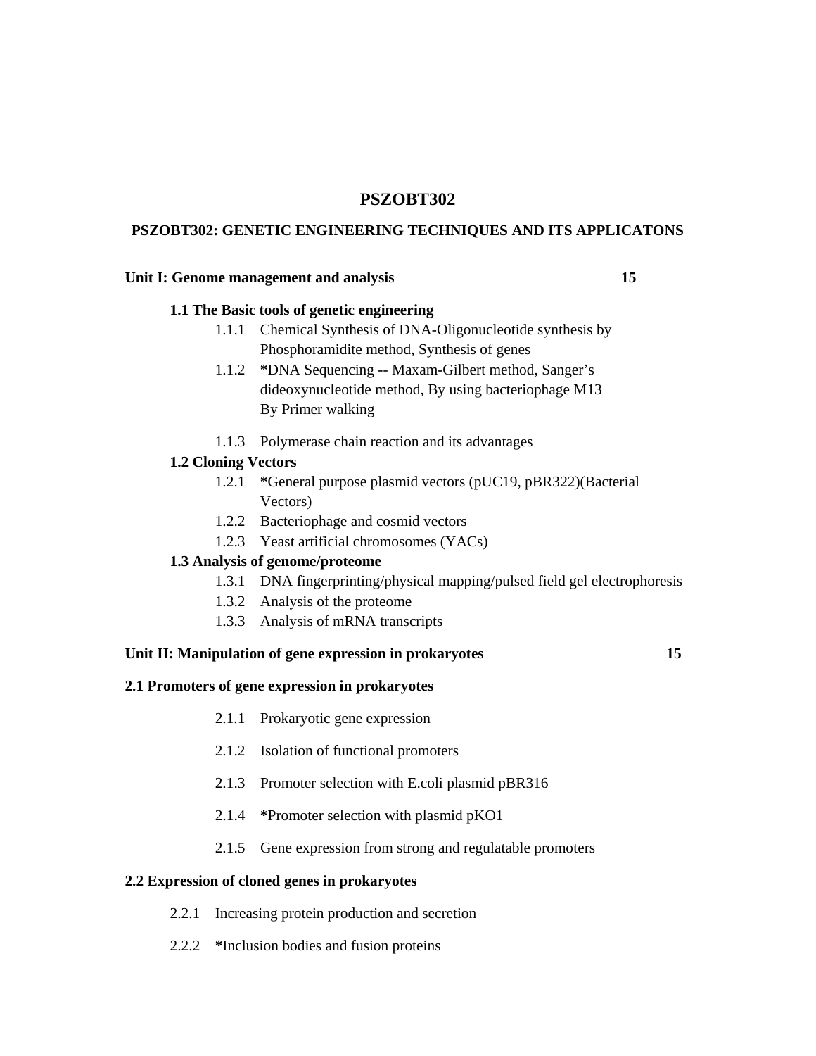# PSZOBT302

## PSZOBT302: GENETIC ENGINEERING TECHNIQUES AND ITS APPLICATONS

**Unit I: Genome management and analysis 15**

**1.1 The Basic tools of genetic engineering**

- 1.1.1 Chemical Synthesis of DNA-Oligonucleotide synthesis by Phosphoramidite method, Synthesis of genes
- 1.1.2 ***DNA Sequencing -- Maxam-Gilbert method, Sanger's dideoxynucleotide method, By using bacteriophage M13 By Primer walking
- 1.1.3 Polymerase chain reaction and its advantages

**1.2 Cloning Vectors**

- 1.2.1 ***General purpose plasmid vectors (pUC19, pBR322)(Bacterial Vectors)
- 1.2.2 Bacteriophage and cosmid vectors
- 1.2.3 Yeast artificial chromosomes (YACs)

**1.3 Analysis of genome/proteome**

- 1.3.1 DNA fingerprinting/physical mapping/pulsed field gel electrophoresis
- 1.3.2 Analysis of the proteome
- 1.3.3 Analysis of mRNA transcripts

**Unit II: Manipulation of gene expression in prokaryotes 15**

**2.1 Promoters of gene expression in prokaryotes**

- 2.1.1 Prokaryotic gene expression
- 2.1.2 Isolation of functional promoters
- 2.1.3 Promoter selection with E.coli plasmid pBR316
- 2.1.4 ***Promoter selection with plasmid pKO1
- 2.1.5 Gene expression from strong and regulatable promoters

**2.2 Expression of cloned genes in prokaryotes**

- 2.2.1 Increasing protein production and secretion
- 2.2.2 ***Inclusion bodies and fusion proteins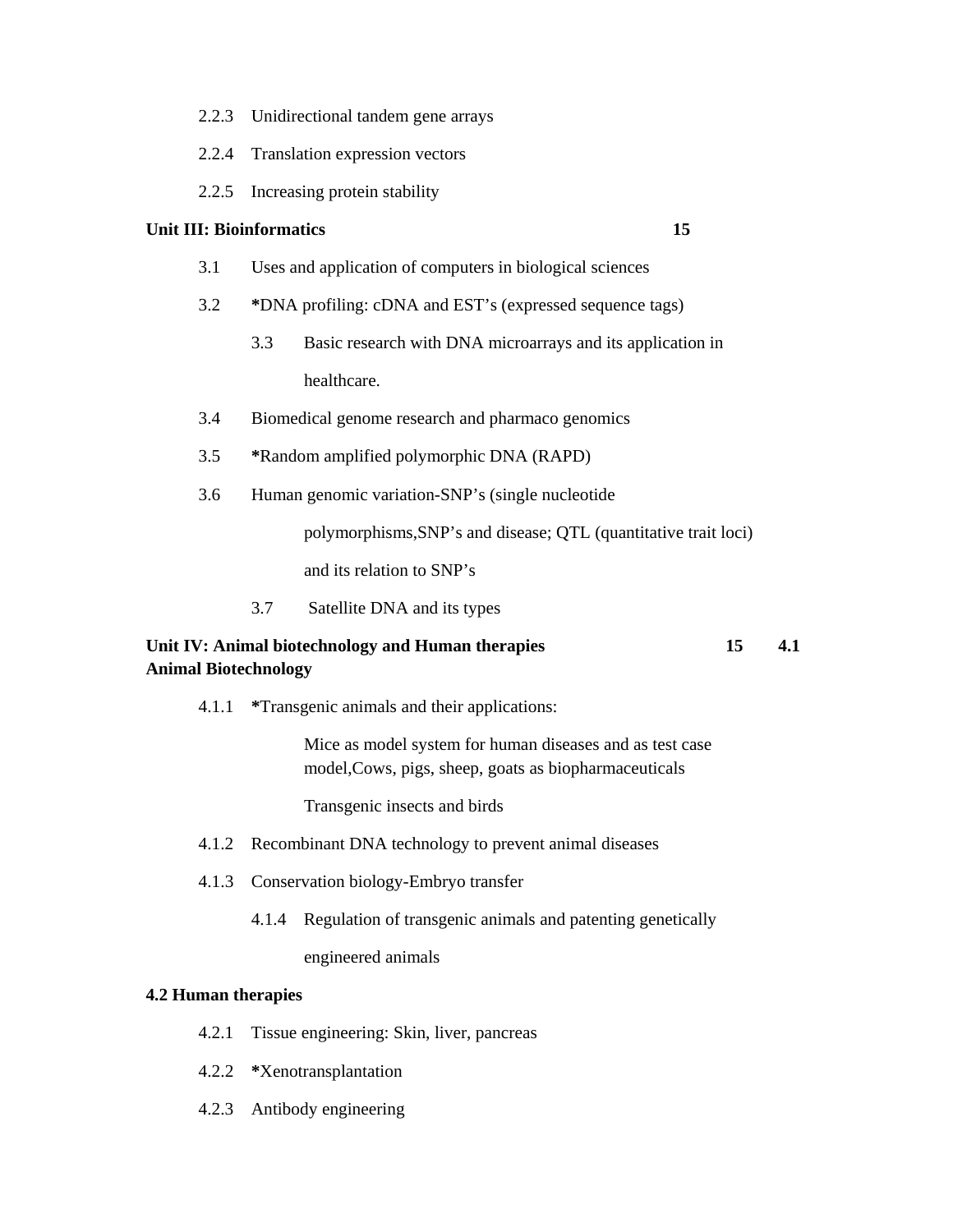2.2.3 Unidirectional tandem gene arrays

2.2.4 Translation expression vectors

2.2.5 Increasing protein stability

**Unit III: Bioinformatics** **15**

3.1 Uses and application of computers in biological sciences

3.2 ***DNA profiling: cDNA and EST's (expressed sequence tags)

3.3 Basic research with DNA microarrays and its application in healthcare.

3.4 Biomedical genome research and pharmaco genomics

3.5 ***Random amplified polymorphic DNA (RAPD)

3.6 Human genomic variation-SNP's (single nucleotide polymorphisms,SNP's and disease; QTL (quantitative trait loci) and its relation to SNP's

3.7 Satellite DNA and its types

**Unit IV: Animal biotechnology and Human therapies** **15**

**4.1 Animal Biotechnology**

4.1.1 ***Transgenic animals and their applications:

Mice as model system for human diseases and as test case model,Cows, pigs, sheep, goats as biopharmaceuticals

Transgenic insects and birds

4.1.2 Recombinant DNA technology to prevent animal diseases

4.1.3 Conservation biology-Embryo transfer

4.1.4 Regulation of transgenic animals and patenting genetically engineered animals

**4.2 Human therapies**

4.2.1 Tissue engineering: Skin, liver, pancreas

4.2.2 ***Xenotransplantation

4.2.3 Antibody engineering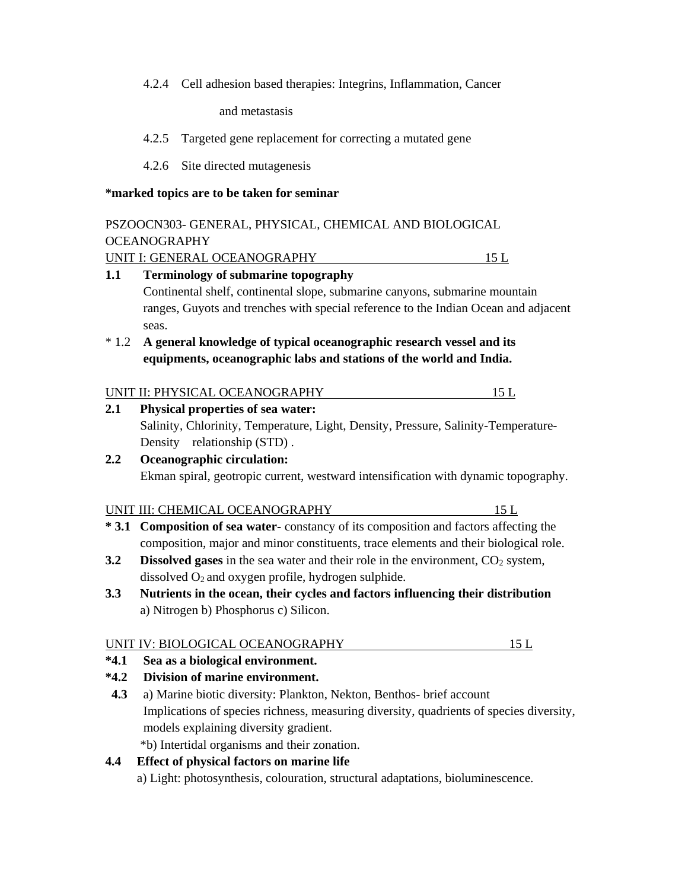4.2.4 Cell adhesion based therapies: Integrins, Inflammation, Cancer and metastasis

4.2.5 Targeted gene replacement for correcting a mutated gene

4.2.6 Site directed mutagenesis

**\*marked topics are to be taken for seminar**

PSZOOCN303- GENERAL, PHYSICAL, CHEMICAL AND BIOLOGICAL OCEANOGRAPHY

UNIT I: GENERAL OCEANOGRAPHY 15 L

**1.1 Terminology of submarine topography**
Continental shelf, continental slope, submarine canyons, submarine mountain ranges, Guyots and trenches with special reference to the Indian Ocean and adjacent seas.

\* 1.2 **A general knowledge of typical oceanographic research vessel and its equipments, oceanographic labs and stations of the world and India.**

UNIT II: PHYSICAL OCEANOGRAPHY 15 L

**2.1 Physical properties of sea water:**
Salinity, Chlorinity, Temperature, Light, Density, Pressure, Salinity-Temperature-Density relationship (STD) .

**2.2 Oceanographic circulation:**
Ekman spiral, geotropic current, westward intensification with dynamic topography.

UNIT III: CHEMICAL OCEANOGRAPHY 15 L

**\* 3.1 Composition of sea water-** constancy of its composition and factors affecting the composition, major and minor constituents, trace elements and their biological role.

**3.2 Dissolved gases** in the sea water and their role in the environment, $CO_2$ system, dissolved $O_2$ and oxygen profile, hydrogen sulphide.

**3.3 Nutrients in the ocean, their cycles and factors influencing their distribution**
a) Nitrogen b) Phosphorus c) Silicon.

UNIT IV: BIOLOGICAL OCEANOGRAPHY 15 L

**\*4.1 Sea as a biological environment.**

**\*4.2 Division of marine environment.**

**4.3** a) Marine biotic diversity: Plankton, Nekton, Benthos- brief account
Implications of species richness, measuring diversity, quadrients of species diversity, models explaining diversity gradient.
\*b) Intertidal organisms and their zonation.

**4.4 Effect of physical factors on marine life**
a) Light: photosynthesis, colouration, structural adaptations, bioluminescence.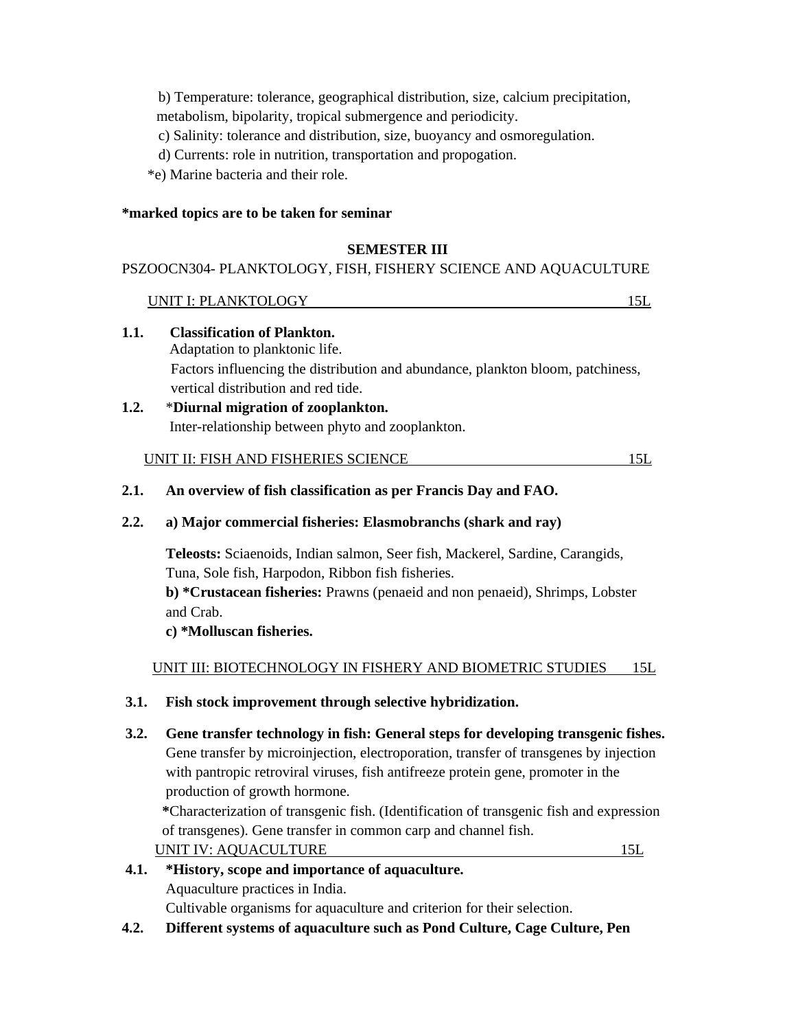b) Temperature: tolerance, geographical distribution, size, calcium precipitation, metabolism, bipolarity, tropical submergence and periodicity.

c) Salinity: tolerance and distribution, size, buoyancy and osmoregulation.

d) Currents: role in nutrition, transportation and propogation.

*e) Marine bacteria and their role.

**\*marked topics are to be taken for seminar**

## SEMESTER III

PSZOOCN304- PLANKTOLOGY, FISH, FISHERY SCIENCE AND AQUACULTURE

UNIT I: PLANKTOLOGY 15L

**1.1. Classification of Plankton.**

Adaptation to planktonic life.

Factors influencing the distribution and abundance, plankton bloom, patchiness, vertical distribution and red tide.

**1.2.** *__Diurnal migration of zooplankton.__*

Inter-relationship between phyto and zooplankton.

UNIT II: FISH AND FISHERIES SCIENCE 15L

**2.1. An overview of fish classification as per Francis Day and FAO.**

**2.2. a) Major commercial fisheries: Elasmobranchs (shark and ray)**

**Teleosts:** Sciaenoids, Indian salmon, Seer fish, Mackerel, Sardine, Carangids, Tuna, Sole fish, Harpodon, Ribbon fish fisheries.

**b) \*Crustacean fisheries:** Prawns (penaeid and non penaeid), Shrimps, Lobster and Crab.

**c) \*Molluscan fisheries.**

UNIT III: BIOTECHNOLOGY IN FISHERY AND BIOMETRIC STUDIES 15L

**3.1. Fish stock improvement through selective hybridization.**

**3.2. Gene transfer technology in fish: General steps for developing transgenic fishes.**

Gene transfer by microinjection, electroporation, transfer of transgenes by injection with pantropic retroviral viruses, fish antifreeze protein gene, promoter in the production of growth hormone.

**\***Characterization of transgenic fish. (Identification of transgenic fish and expression of transgenes). Gene transfer in common carp and channel fish.

UNIT IV: AQUACULTURE 15L

**4.1. \*History, scope and importance of aquaculture.**

Aquaculture practices in India.

Cultivable organisms for aquaculture and criterion for their selection.

**4.2. Different systems of aquaculture such as Pond Culture, Cage Culture, Pen**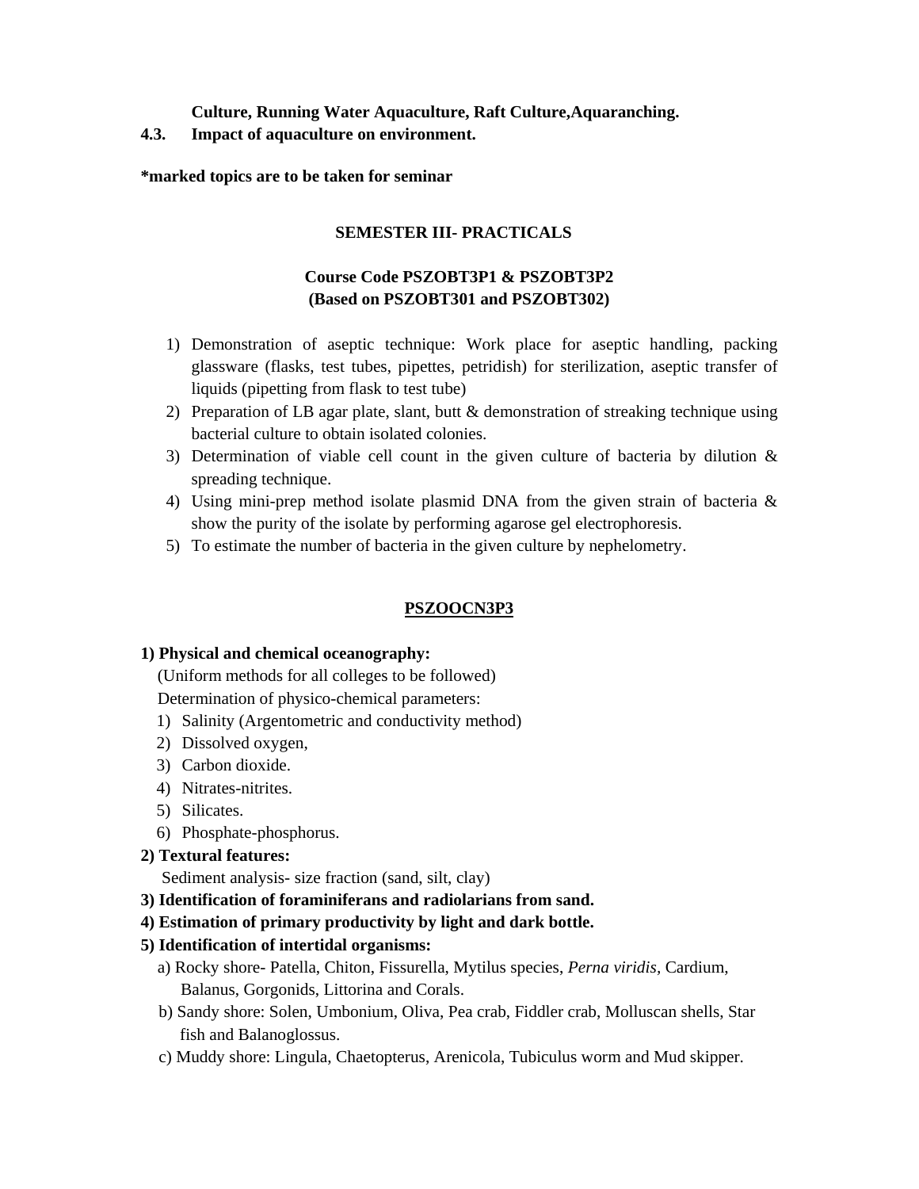**Culture, Running Water Aquaculture, Raft Culture,Aquaranching.**

**4.3. Impact of aquaculture on environment.**

***marked topics are to be taken for seminar**

## SEMESTER III- PRACTICALS

### Course Code PSZOBT3P1 & PSZOBT3P2
### (Based on PSZOBT301 and PSZOBT302)

1) Demonstration of aseptic technique: Work place for aseptic handling, packing glassware (flasks, test tubes, pipettes, petridish) for sterilization, aseptic transfer of liquids (pipetting from flask to test tube)
2) Preparation of LB agar plate, slant, butt & demonstration of streaking technique using bacterial culture to obtain isolated colonies.
3) Determination of viable cell count in the given culture of bacteria by dilution & spreading technique.
4) Using mini-prep method isolate plasmid DNA from the given strain of bacteria & show the purity of the isolate by performing agarose gel electrophoresis.
5) To estimate the number of bacteria in the given culture by nephelometry.

## PSZOOCN3P3

**1) Physical and chemical oceanography:**

(Uniform methods for all colleges to be followed)

Determination of physico-chemical parameters:

1) Salinity (Argentometric and conductivity method)
2) Dissolved oxygen,
3) Carbon dioxide.
4) Nitrates-nitrites.
5) Silicates.
6) Phosphate-phosphorus.

**2) Textural features:**

Sediment analysis- size fraction (sand, silt, clay)

**3) Identification of foraminiferans and radiolarians from sand.**

**4) Estimation of primary productivity by light and dark bottle.**

**5) Identification of intertidal organisms:**

a) Rocky shore- Patella, Chiton, Fissurella, Mytilus species, *Perna viridis*, Cardium, Balanus, Gorgonids, Littorina and Corals.

b) Sandy shore: Solen, Umbonium, Oliva, Pea crab, Fiddler crab, Molluscan shells, Star fish and Balanoglossus.

c) Muddy shore: Lingula, Chaetopterus, Arenicola, Tubiculus worm and Mud skipper.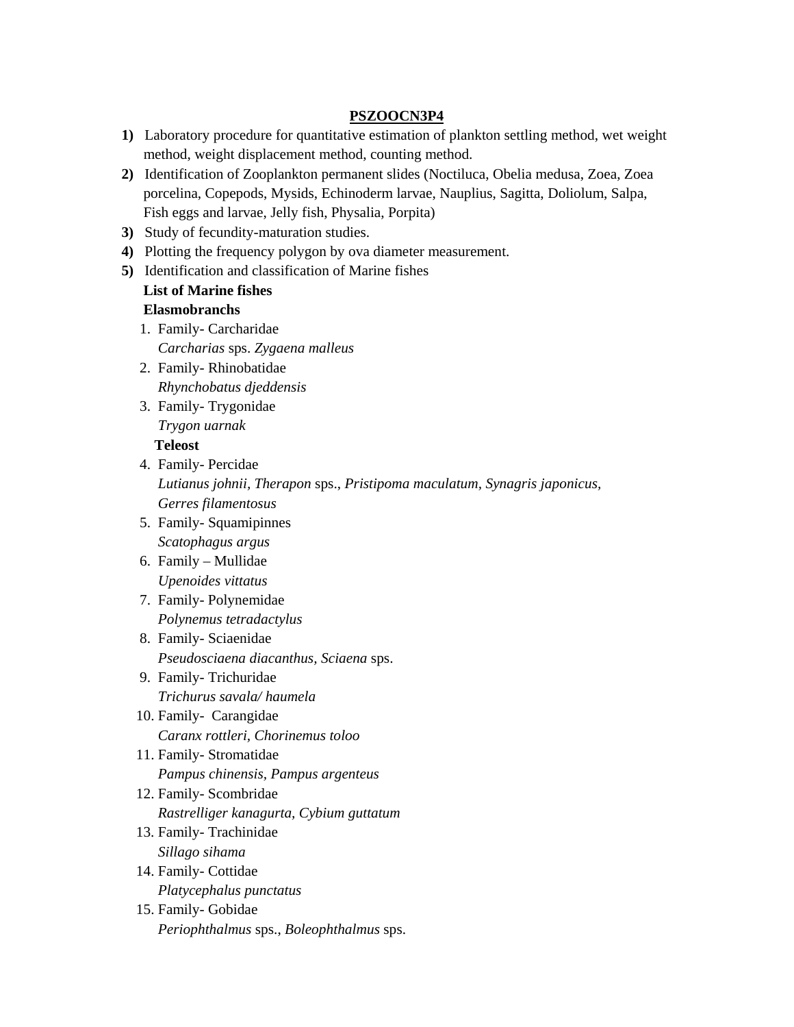**PSZOOCN3P4**

1. Laboratory procedure for quantitative estimation of plankton settling method, wet weight method, weight displacement method, counting method.
2. Identification of Zooplankton permanent slides (Noctiluca, Obelia medusa, Zoea, Zoea porcelina, Copepods, Mysids, Echinoderm larvae, Nauplius, Sagitta, Doliolum, Salpa, Fish eggs and larvae, Jelly fish, Physalia, Porpita)
3. Study of fecundity-maturation studies.
4. Plotting the frequency polygon by ova diameter measurement.
5. Identification and classification of Marine fishes

**List of Marine fishes**

**Elasmobranchs**

1. Family- Carcharidae
   *Carcharias* sps. *Zygaena malleus*
2. Family- Rhinobatidae
   *Rhynchobatus djeddensis*
3. Family- Trygonidae
   *Trygon uarnak*

**Teleost**

4. Family- Percidae
   *Lutianus johnii, Therapon* sps., *Pristipoma maculatum, Synagris japonicus, Gerres filamentosus*
5. Family- Squamipinnes
   *Scatophagus argus*
6. Family – Mullidae
   *Upenoides vittatus*
7. Family- Polynemidae
   *Polynemus tetradactylus*
8. Family- Sciaenidae
   *Pseudosciaena diacanthus, Sciaena* sps.
9. Family- Trichuridae
   *Trichurus savala/ haumela*
10. Family- Carangidae
    *Caranx rottleri, Chorinemus toloo*
11. Family- Stromatidae
    *Pampus chinensis, Pampus argenteus*
12. Family- Scombridae
    *Rastrelliger kanagurta, Cybium guttatum*
13. Family- Trachinidae
    *Sillago sihama*
14. Family- Cottidae
    *Platycephalus punctatus*
15. Family- Gobidae
    *Periophthalmus* sps., *Boleophthalmus* sps.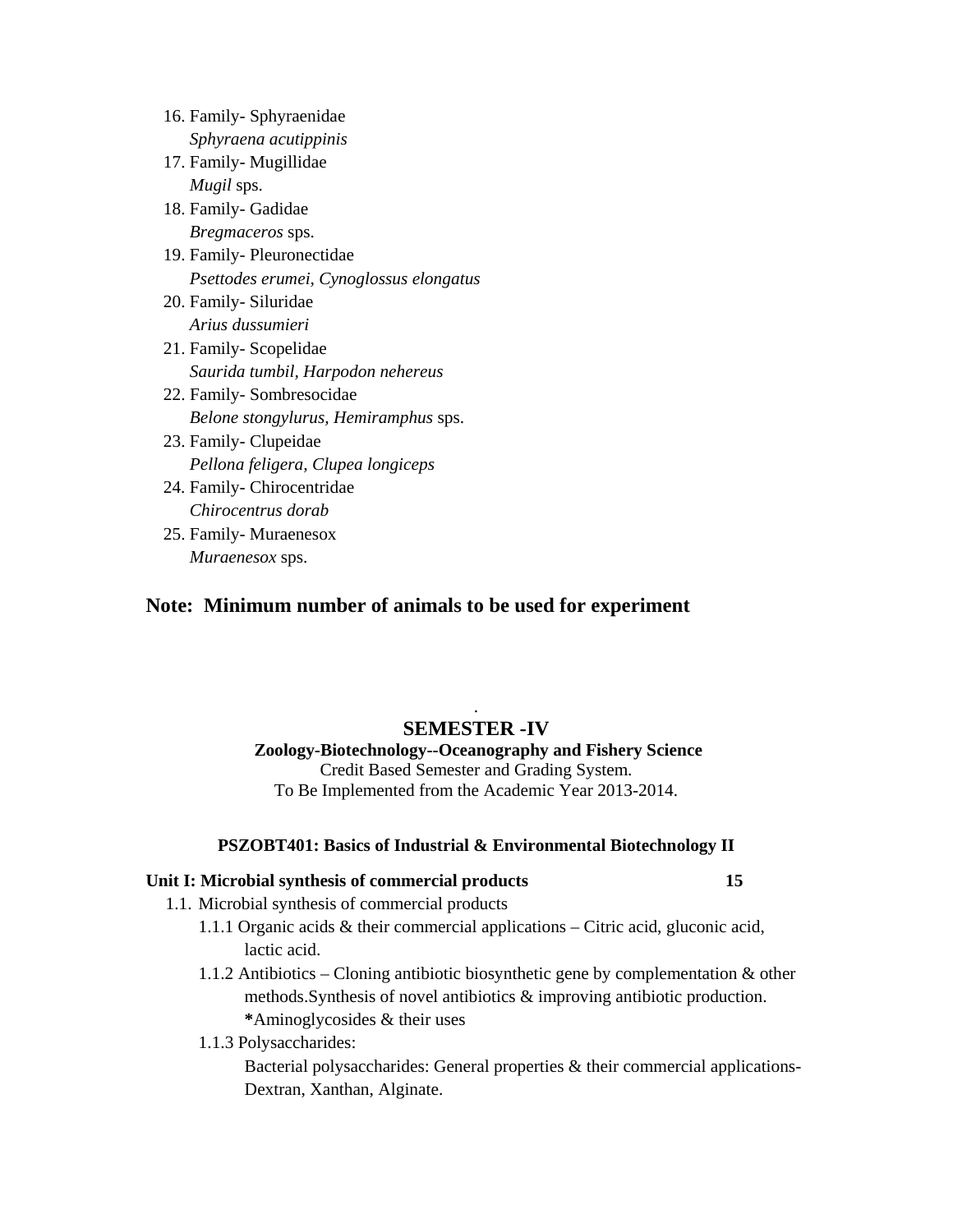16. Family- Sphyraenidae
    *Sphyraena acutippinis*
17. Family- Mugillidae
    *Mugil* sps.
18. Family- Gadidae
    *Bregmaceros* sps.
19. Family- Pleuronectidae
    *Psettodes erumei, Cynoglossus elongatus*
20. Family- Siluridae
    *Arius dussumieri*
21. Family- Scopelidae
    *Saurida tumbil, Harpodon nehereus*
22. Family- Sombresocidae
    *Belone stongylurus, Hemiramphus* sps.
23. Family- Clupeidae
    *Pellona feligera, Clupea longiceps*
24. Family- Chirocentridae
    *Chirocentrus dorab*
25. Family- Muraenesox
    *Muraenesox* sps.

**Note: Minimum number of animals to be used for experiment**

## SEMESTER -IV

**Zoology-Biotechnology--Oceanography and Fishery Science**

Credit Based Semester and Grading System.

To Be Implemented from the Academic Year 2013-2014.

### PSZOBT401: Basics of Industrial & Environmental Biotechnology II

**Unit I: Microbial synthesis of commercial products 15**

1.1. Microbial synthesis of commercial products
   - 1.1.1 Organic acids & their commercial applications – Citric acid, gluconic acid, lactic acid.
   - 1.1.2 Antibiotics – Cloning antibiotic biosynthetic gene by complementation & other methods.Synthesis of novel antibiotics & improving antibiotic production. ***Aminoglycosides & their uses**
   - 1.1.3 Polysaccharides:
     Bacterial polysaccharides: General properties & their commercial applications- Dextran, Xanthan, Alginate.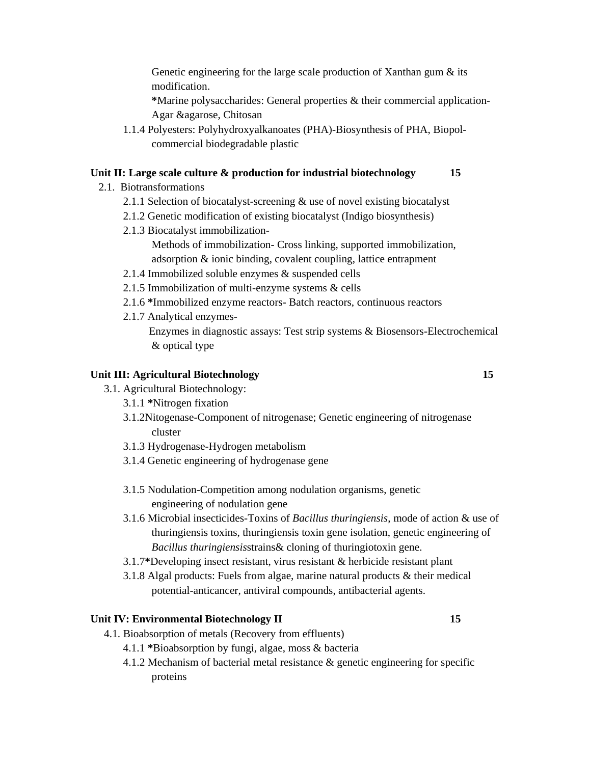Genetic engineering for the large scale production of Xanthan gum & its modification.

**\***Marine polysaccharides: General properties & their commercial application- Agar &agarose, Chitosan

1.1.4 Polyesters: Polyhydroxyalkanoates (PHA)-Biosynthesis of PHA, Biopol- commercial biodegradable plastic

**Unit II: Large scale culture & production for industrial biotechnology 15**

2.1. Biotransformations

- 2.1.1 Selection of biocatalyst-screening & use of novel existing biocatalyst
- 2.1.2 Genetic modification of existing biocatalyst (Indigo biosynthesis)
- 2.1.3 Biocatalyst immobilization-
  Methods of immobilization- Cross linking, supported immobilization, adsorption & ionic binding, covalent coupling, lattice entrapment
- 2.1.4 Immobilized soluble enzymes & suspended cells
- 2.1.5 Immobilization of multi-enzyme systems & cells
- 2.1.6 **\***Immobilized enzyme reactors- Batch reactors, continuous reactors
- 2.1.7 Analytical enzymes-
  Enzymes in diagnostic assays: Test strip systems & Biosensors-Electrochemical & optical type

**Unit III: Agricultural Biotechnology 15**

3.1. Agricultural Biotechnology:

- 3.1.1 **\***Nitrogen fixation
- 3.1.2Nitogenase-Component of nitrogenase; Genetic engineering of nitrogenase cluster
- 3.1.3 Hydrogenase-Hydrogen metabolism
- 3.1.4 Genetic engineering of hydrogenase gene
- 3.1.5 Nodulation-Competition among nodulation organisms, genetic engineering of nodulation gene
- 3.1.6 Microbial insecticides-Toxins of *Bacillus thuringiensis*, mode of action & use of thuringiensis toxins, thuringiensis toxin gene isolation, genetic engineering of *Bacillus thuringiensis*strains& cloning of thuringiotoxin gene.
- 3.1.7**\***Developing insect resistant, virus resistant & herbicide resistant plant
- 3.1.8 Algal products: Fuels from algae, marine natural products & their medical potential-anticancer, antiviral compounds, antibacterial agents.

**Unit IV: Environmental Biotechnology II 15**

4.1. Bioabsorption of metals (Recovery from effluents)

- 4.1.1 **\***Bioabsorption by fungi, algae, moss & bacteria
- 4.1.2 Mechanism of bacterial metal resistance & genetic engineering for specific proteins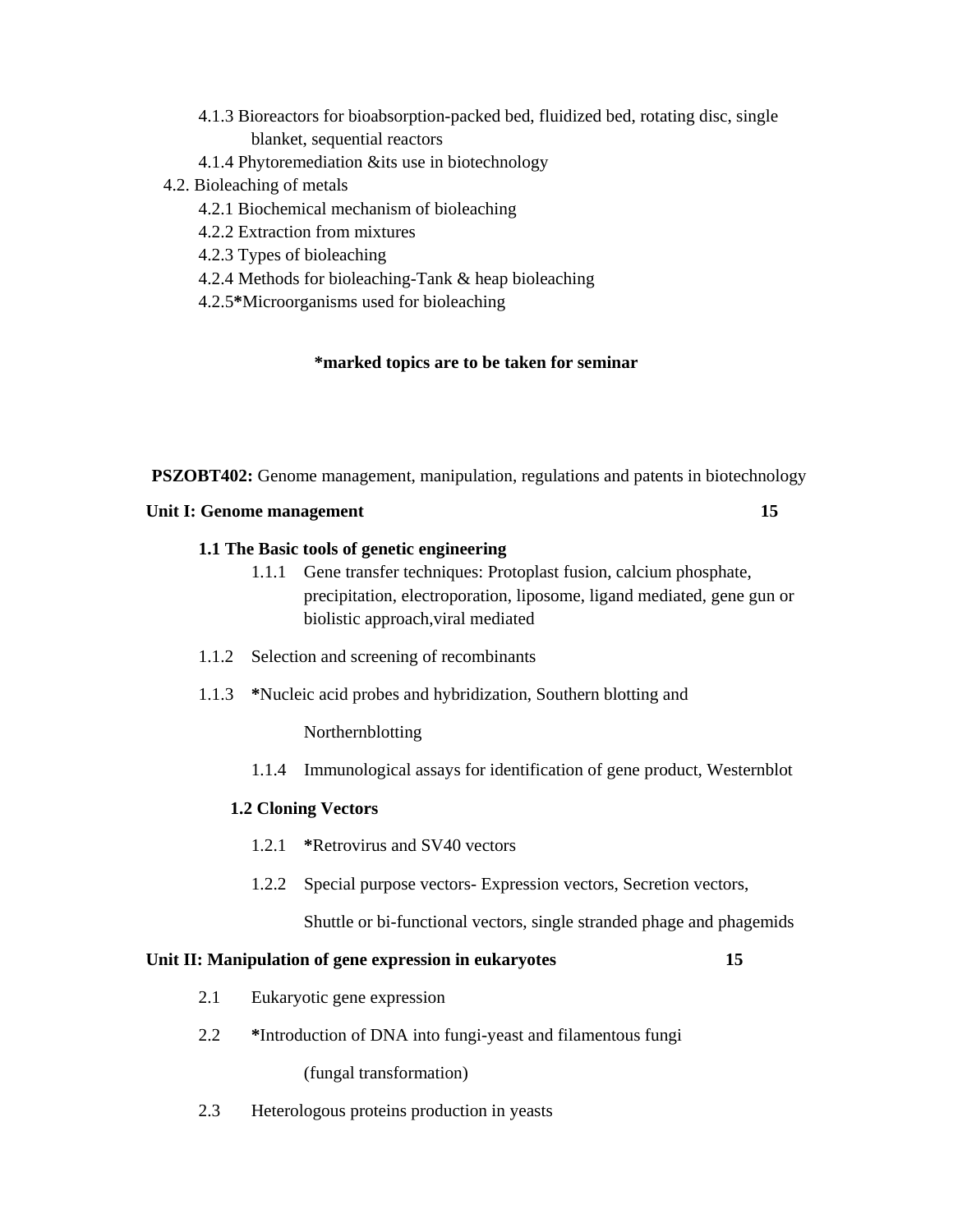4.1.3 Bioreactors for bioabsorption-packed bed, fluidized bed, rotating disc, single blanket, sequential reactors

4.1.4 Phytoremediation &its use in biotechnology

4.2. Bioleaching of metals

4.2.1 Biochemical mechanism of bioleaching

4.2.2 Extraction from mixtures

4.2.3 Types of bioleaching

4.2.4 Methods for bioleaching-Tank & heap bioleaching

4.2.5***Microorganisms used for bioleaching

**\*marked topics are to be taken for seminar**

**PSZOBT402:** Genome management, manipulation, regulations and patents in biotechnology

**Unit I: Genome management 15**

**1.1 The Basic tools of genetic engineering**

1.1.1 Gene transfer techniques: Protoplast fusion, calcium phosphate, precipitation, electroporation, liposome, ligand mediated, gene gun or biolistic approach,viral mediated

1.1.2 Selection and screening of recombinants

1.1.3 ***Nucleic acid probes and hybridization, Southern blotting and Northernblotting

1.1.4 Immunological assays for identification of gene product, Westernblot

**1.2 Cloning Vectors**

1.2.1 ***Retrovirus and SV40 vectors

1.2.2 Special purpose vectors- Expression vectors, Secretion vectors, Shuttle or bi-functional vectors, single stranded phage and phagemids

**Unit II: Manipulation of gene expression in eukaryotes 15**

2.1 Eukaryotic gene expression

2.2 ***Introduction of DNA into fungi-yeast and filamentous fungi (fungal transformation)

2.3 Heterologous proteins production in yeasts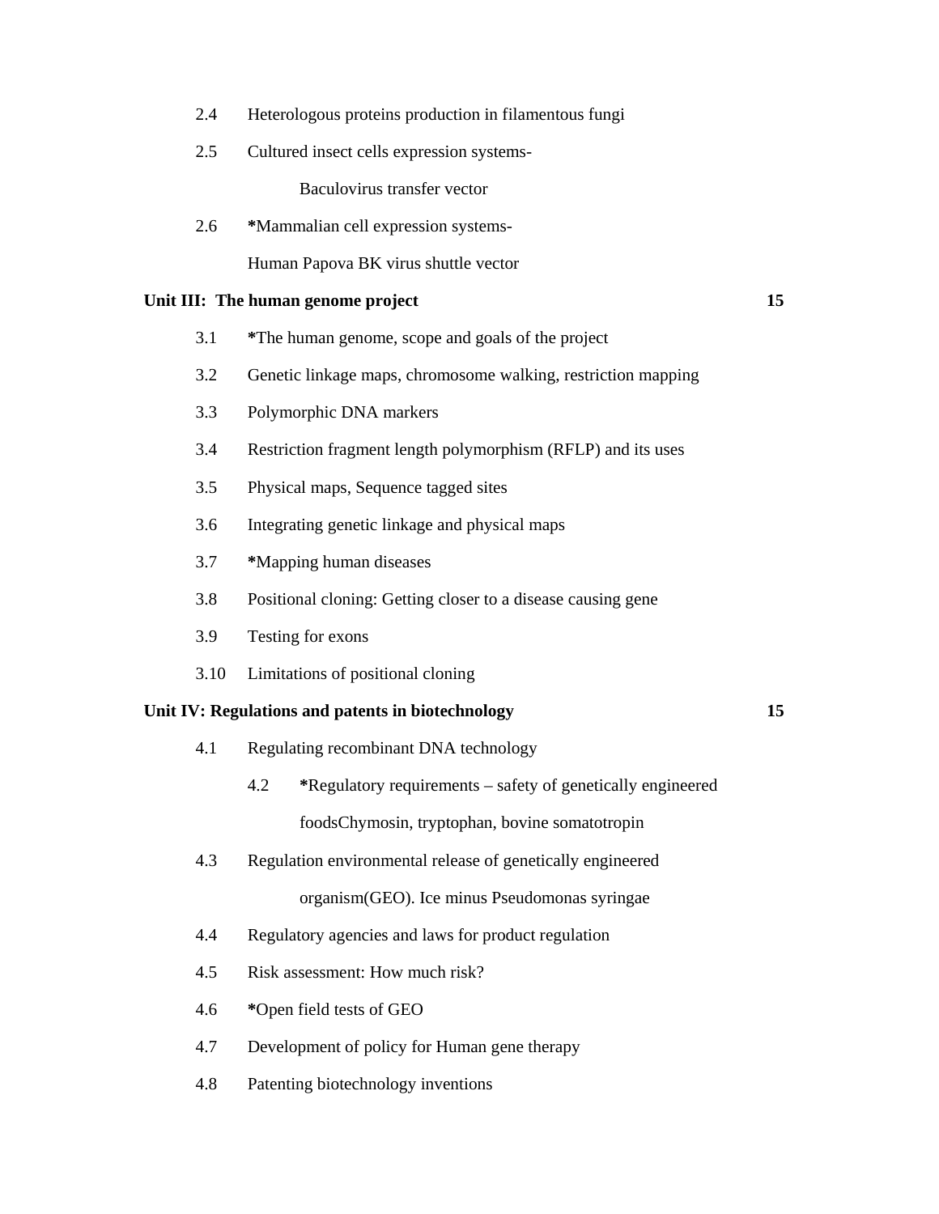2.4 Heterologous proteins production in filamentous fungi

2.5 Cultured insect cells expression systems-

Baculovirus transfer vector

2.6 ***Mammalian cell expression systems-**

Human Papova BK virus shuttle vector

**Unit III: The human genome project** **15**

3.1 ***The human genome, scope and goals of the project**

3.2 Genetic linkage maps, chromosome walking, restriction mapping

3.3 Polymorphic DNA markers

3.4 Restriction fragment length polymorphism (RFLP) and its uses

3.5 Physical maps, Sequence tagged sites

3.6 Integrating genetic linkage and physical maps

3.7 ***Mapping human diseases**

3.8 Positional cloning: Getting closer to a disease causing gene

3.9 Testing for exons

3.10 Limitations of positional cloning

**Unit IV: Regulations and patents in biotechnology** **15**

4.1 Regulating recombinant DNA technology

4.2 ***Regulatory requirements – safety of genetically engineered foodsChymosin, tryptophan, bovine somatotropin**

4.3 Regulation environmental release of genetically engineered organism(GEO). Ice minus Pseudomonas syringae

4.4 Regulatory agencies and laws for product regulation

4.5 Risk assessment: How much risk?

4.6 ***Open field tests of GEO**

4.7 Development of policy for Human gene therapy

4.8 Patenting biotechnology inventions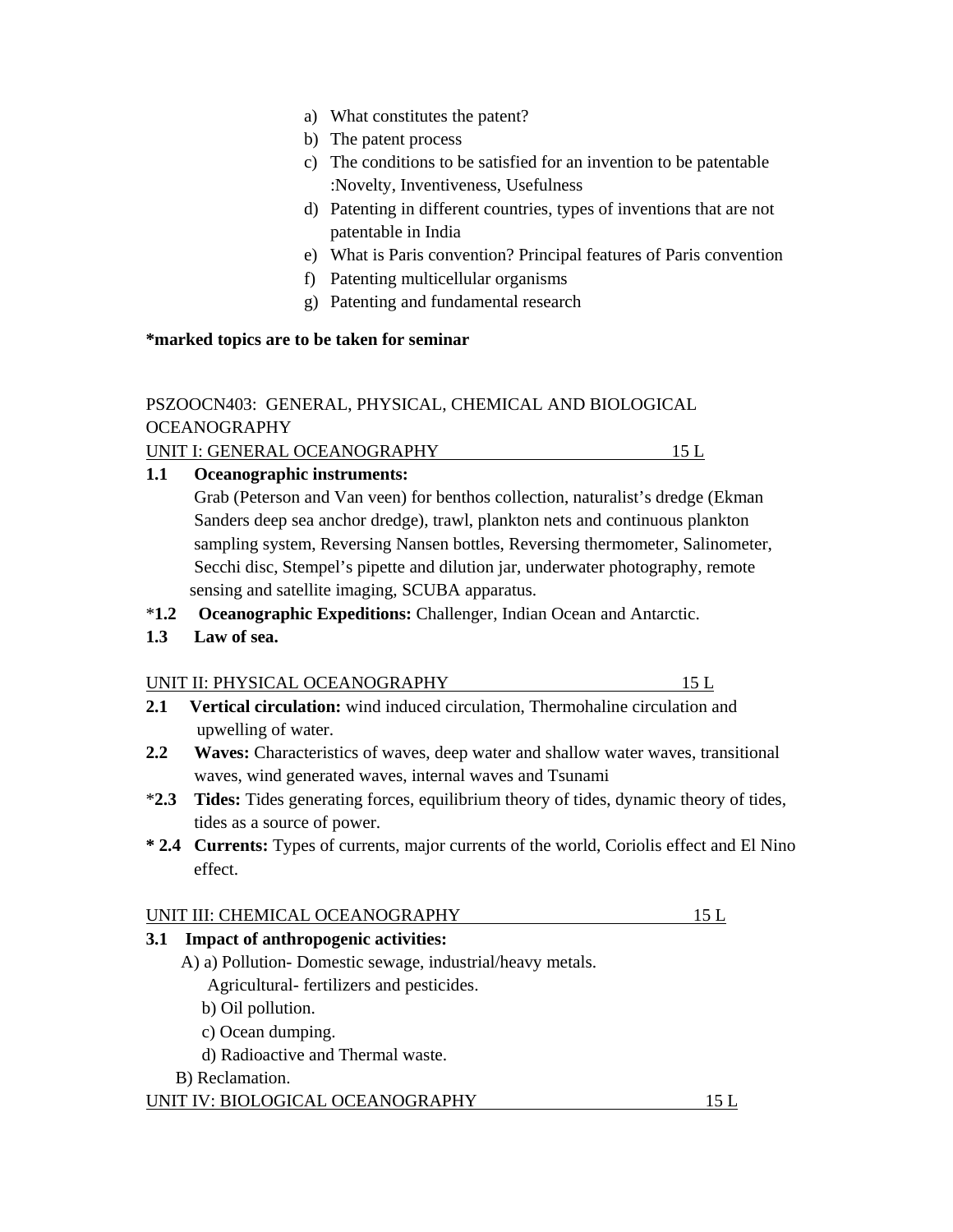a) What constitutes the patent?
b) The patent process
c) The conditions to be satisfied for an invention to be patentable :Novelty, Inventiveness, Usefulness
d) Patenting in different countries, types of inventions that are not patentable in India
e) What is Paris convention? Principal features of Paris convention
f) Patenting multicellular organisms
g) Patenting and fundamental research

**\*marked topics are to be taken for seminar**

PSZOOCN403: GENERAL, PHYSICAL, CHEMICAL AND BIOLOGICAL OCEANOGRAPHY

UNIT I: GENERAL OCEANOGRAPHY 15 L

**1.1 Oceanographic instruments:**
Grab (Peterson and Van veen) for benthos collection, naturalist's dredge (Ekman Sanders deep sea anchor dredge), trawl, plankton nets and continuous plankton sampling system, Reversing Nansen bottles, Reversing thermometer, Salinometer, Secchi disc, Stempel's pipette and dilution jar, underwater photography, remote sensing and satellite imaging, SCUBA apparatus.

\***1.2 Oceanographic Expeditions:** Challenger, Indian Ocean and Antarctic.

**1.3 Law of sea.**

UNIT II: PHYSICAL OCEANOGRAPHY 15 L

**2.1 Vertical circulation:** wind induced circulation, Thermohaline circulation and upwelling of water.

**2.2 Waves:** Characteristics of waves, deep water and shallow water waves, transitional waves, wind generated waves, internal waves and Tsunami

\***2.3 Tides:** Tides generating forces, equilibrium theory of tides, dynamic theory of tides, tides as a source of power.

**\* 2.4 Currents:** Types of currents, major currents of the world, Coriolis effect and El Nino effect.

UNIT III: CHEMICAL OCEANOGRAPHY 15 L

**3.1 Impact of anthropogenic activities:**

A) a) Pollution- Domestic sewage, industrial/heavy metals. Agricultural- fertilizers and pesticides.
b) Oil pollution.
c) Ocean dumping.
d) Radioactive and Thermal waste.

B) Reclamation.

UNIT IV: BIOLOGICAL OCEANOGRAPHY 15 L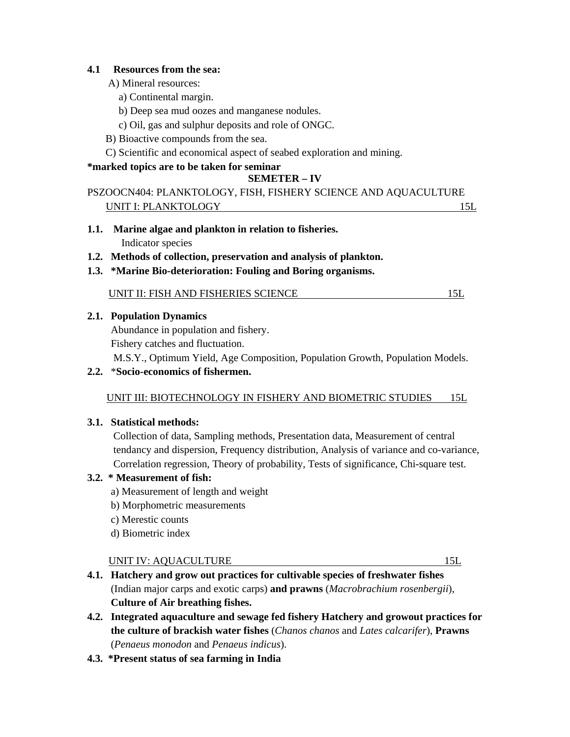**4.1 Resources from the sea:**

A) Mineral resources:

a) Continental margin.

b) Deep sea mud oozes and manganese nodules.

c) Oil, gas and sulphur deposits and role of ONGC.

B) Bioactive compounds from the sea.

C) Scientific and economical aspect of seabed exploration and mining.

**\*marked topics are to be taken for seminar**

**SEMETER – IV**

PSZOOCN404: PLANKTOLOGY, FISH, FISHERY SCIENCE AND AQUACULTURE

UNIT I: PLANKTOLOGY 15L

**1.1. Marine algae and plankton in relation to fisheries.**

Indicator species

**1.2. Methods of collection, preservation and analysis of plankton.**

**1.3. \*Marine Bio-deterioration: Fouling and Boring organisms.**

UNIT II: FISH AND FISHERIES SCIENCE 15L

**2.1. Population Dynamics**

Abundance in population and fishery.

Fishery catches and fluctuation.

M.S.Y., Optimum Yield, Age Composition, Population Growth, Population Models.

**2.2.** \***Socio-economics of fishermen.**

UNIT III: BIOTECHNOLOGY IN FISHERY AND BIOMETRIC STUDIES 15L

**3.1. Statistical methods:**

Collection of data, Sampling methods, Presentation data, Measurement of central tendancy and dispersion, Frequency distribution, Analysis of variance and co-variance, Correlation regression, Theory of probability, Tests of significance, Chi-square test.

**3.2. \* Measurement of fish:**

a) Measurement of length and weight

b) Morphometric measurements

c) Merestic counts

d) Biometric index

UNIT IV: AQUACULTURE 15L

**4.1. Hatchery and grow out practices for cultivable species of freshwater fishes** (Indian major carps and exotic carps) **and prawns** (*Macrobrachium rosenbergii*), **Culture of Air breathing fishes.**

**4.2. Integrated aquaculture and sewage fed fishery Hatchery and growout practices for the culture of brackish water fishes** (*Chanos chanos* and *Lates calcarifer*), **Prawns** (*Penaeus monodon* and *Penaeus indicus*).

**4.3. \*Present status of sea farming in India**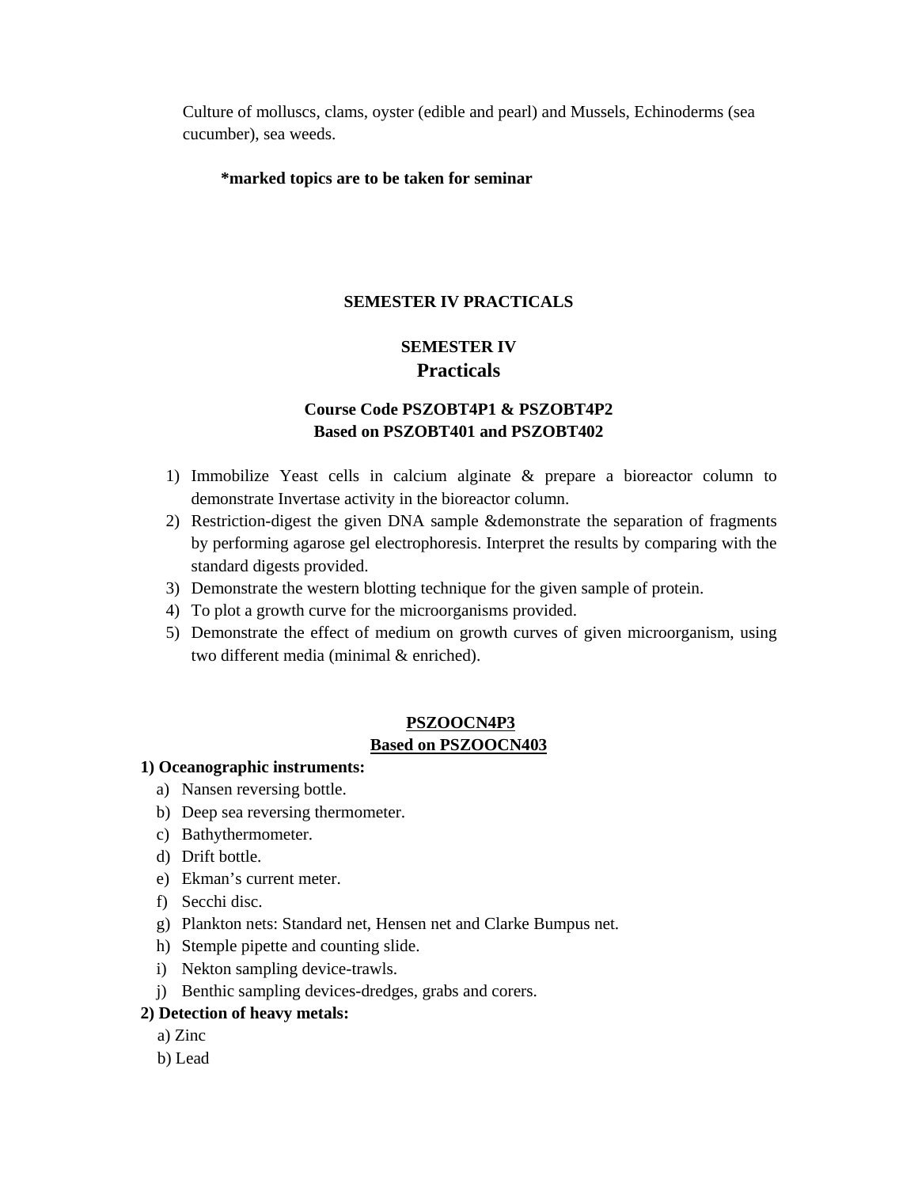Culture of molluscs, clams, oyster (edible and pearl) and Mussels, Echinoderms (sea cucumber), sea weeds.

**\*marked topics are to be taken for seminar**

## SEMESTER IV PRACTICALS

### SEMESTER IV
### Practicals

**Course Code PSZOBT4P1 & PSZOBT4P2**
**Based on PSZOBT401 and PSZOBT402**

1) Immobilize Yeast cells in calcium alginate & prepare a bioreactor column to demonstrate Invertase activity in the bioreactor column.
2) Restriction-digest the given DNA sample &demonstrate the separation of fragments by performing agarose gel electrophoresis. Interpret the results by comparing with the standard digests provided.
3) Demonstrate the western blotting technique for the given sample of protein.
4) To plot a growth curve for the microorganisms provided.
5) Demonstrate the effect of medium on growth curves of given microorganism, using two different media (minimal & enriched).

**PSZOOCN4P3**
**Based on PSZOOCN403**

**1) Oceanographic instruments:**

a) Nansen reversing bottle.
b) Deep sea reversing thermometer.
c) Bathythermometer.
d) Drift bottle.
e) Ekman's current meter.
f) Secchi disc.
g) Plankton nets: Standard net, Hensen net and Clarke Bumpus net.
h) Stemple pipette and counting slide.
i) Nekton sampling device-trawls.
j) Benthic sampling devices-dredges, grabs and corers.

**2) Detection of heavy metals:**

a) Zinc
b) Lead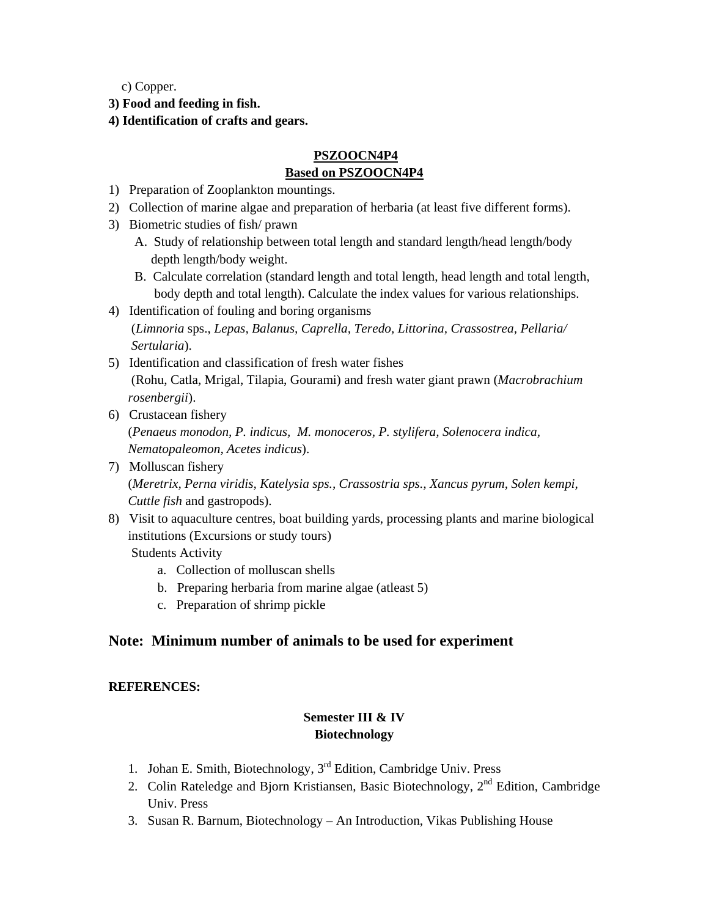c) Copper.

**3) Food and feeding in fish.**

**4) Identification of crafts and gears.**

**PSZOOCN4P4**

**Based on PSZOOCN4P4**

1) Preparation of Zooplankton mountings.
2) Collection of marine algae and preparation of herbaria (at least five different forms).
3) Biometric studies of fish/ prawn
   A. Study of relationship between total length and standard length/head length/body depth length/body weight.
   B. Calculate correlation (standard length and total length, head length and total length, body depth and total length). Calculate the index values for various relationships.
4) Identification of fouling and boring organisms
   (*Limnoria* sps., *Lepas, Balanus, Caprella, Teredo, Littorina, Crassostrea, Pellaria/ Sertularia*).
5) Identification and classification of fresh water fishes
   (Rohu, Catla, Mrigal, Tilapia, Gourami) and fresh water giant prawn (*Macrobrachium rosenbergii*).
6) Crustacean fishery
   (*Penaeus monodon, P. indicus, M. monoceros, P. stylifera, Solenocera indica, Nematopaleomon, Acetes indicus*).
7) Molluscan fishery
   (*Meretrix, Perna viridis, Katelysia sps., Crassostria sps., Xancus pyrum, Solen kempi, Cuttle fish* and gastropods).
8) Visit to aquaculture centres, boat building yards, processing plants and marine biological institutions (Excursions or study tours)
   Students Activity
   a. Collection of molluscan shells
   b. Preparing herbaria from marine algae (atleast 5)
   c. Preparation of shrimp pickle

## Note: Minimum number of animals to be used for experiment

**REFERENCES:**

**Semester III & IV**

**Biotechnology**

1. Johan E. Smith, Biotechnology, 3rd Edition, Cambridge Univ. Press
2. Colin Rateledge and Bjorn Kristiansen, Basic Biotechnology, 2nd Edition, Cambridge Univ. Press
3. Susan R. Barnum, Biotechnology – An Introduction, Vikas Publishing House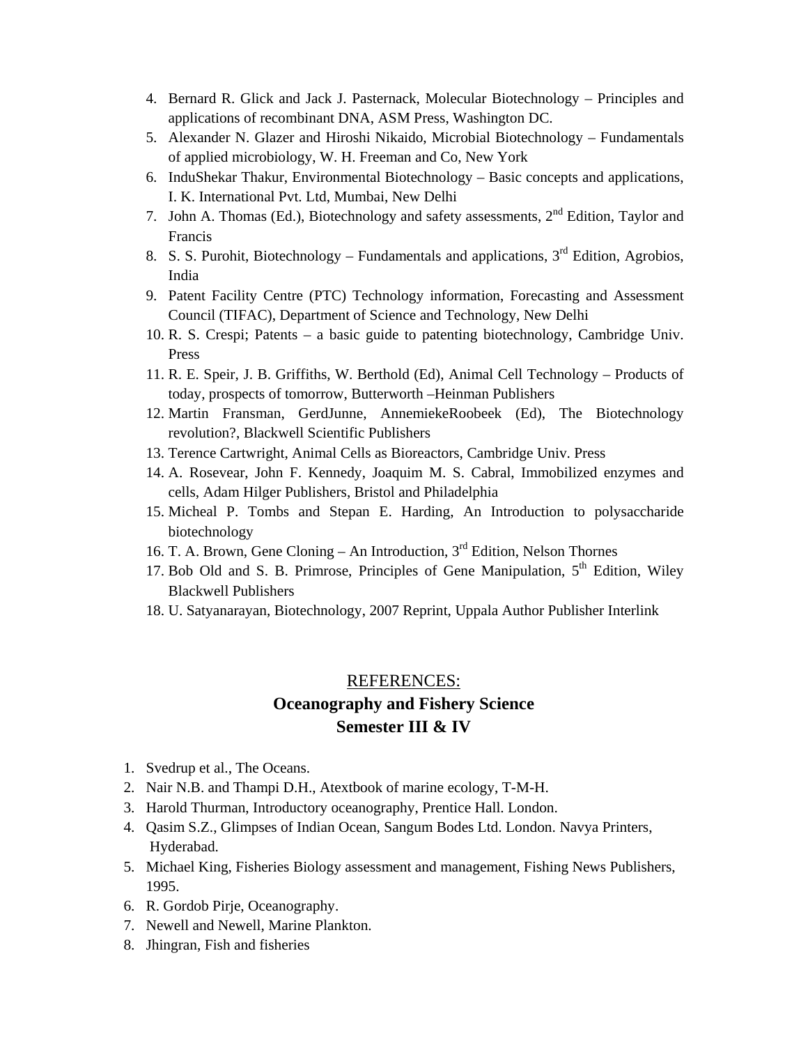4. Bernard R. Glick and Jack J. Pasternack, Molecular Biotechnology – Principles and applications of recombinant DNA, ASM Press, Washington DC.
5. Alexander N. Glazer and Hiroshi Nikaido, Microbial Biotechnology – Fundamentals of applied microbiology, W. H. Freeman and Co, New York
6. InduShekar Thakur, Environmental Biotechnology – Basic concepts and applications, I. K. International Pvt. Ltd, Mumbai, New Delhi
7. John A. Thomas (Ed.), Biotechnology and safety assessments, 2nd Edition, Taylor and Francis
8. S. S. Purohit, Biotechnology – Fundamentals and applications, 3rd Edition, Agrobios, India
9. Patent Facility Centre (PTC) Technology information, Forecasting and Assessment Council (TIFAC), Department of Science and Technology, New Delhi
10. R. S. Crespi; Patents – a basic guide to patenting biotechnology, Cambridge Univ. Press
11. R. E. Speir, J. B. Griffiths, W. Berthold (Ed), Animal Cell Technology – Products of today, prospects of tomorrow, Butterworth –Heinman Publishers
12. Martin Fransman, GerdJunne, AnnemiekeRoobeek (Ed), The Biotechnology revolution?, Blackwell Scientific Publishers
13. Terence Cartwright, Animal Cells as Bioreactors, Cambridge Univ. Press
14. A. Rosevear, John F. Kennedy, Joaquim M. S. Cabral, Immobilized enzymes and cells, Adam Hilger Publishers, Bristol and Philadelphia
15. Micheal P. Tombs and Stepan E. Harding, An Introduction to polysaccharide biotechnology
16. T. A. Brown, Gene Cloning – An Introduction, 3rd Edition, Nelson Thornes
17. Bob Old and S. B. Primrose, Principles of Gene Manipulation, 5th Edition, Wiley Blackwell Publishers
18. U. Satyanarayan, Biotechnology, 2007 Reprint, Uppala Author Publisher Interlink

## REFERENCES:

## **Oceanography and Fishery Science**

## **Semester III & IV**

1. Svedrup et al., The Oceans.
2. Nair N.B. and Thampi D.H., Atextbook of marine ecology, T-M-H.
3. Harold Thurman, Introductory oceanography, Prentice Hall. London.
4. Qasim S.Z., Glimpses of Indian Ocean, Sangum Bodes Ltd. London. Navya Printers, Hyderabad.
5. Michael King, Fisheries Biology assessment and management, Fishing News Publishers, 1995.
6. R. Gordob Pirje, Oceanography.
7. Newell and Newell, Marine Plankton.
8. Jhingran, Fish and fisheries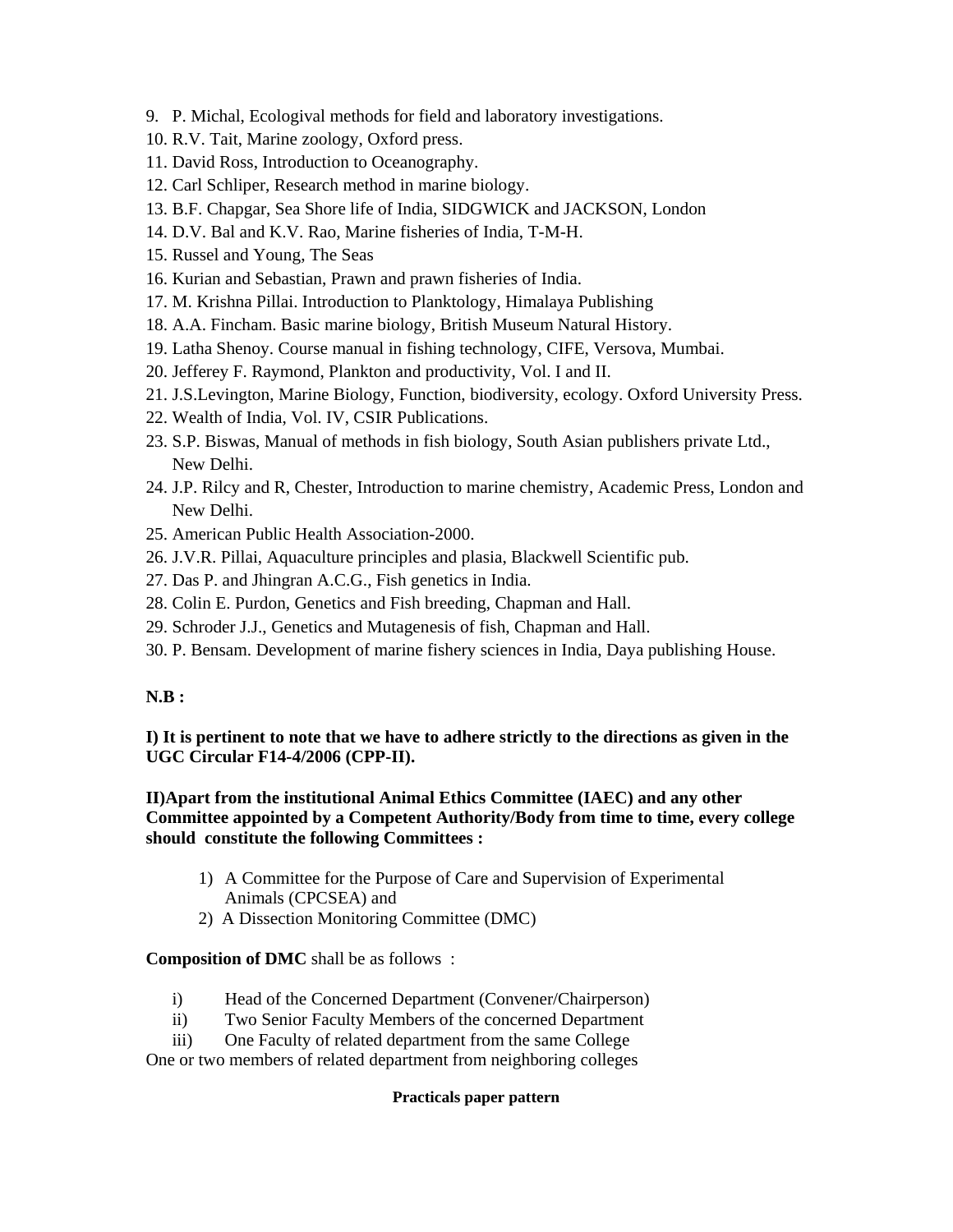9. P. Michal, Ecologival methods for field and laboratory investigations.
10. R.V. Tait, Marine zoology, Oxford press.
11. David Ross, Introduction to Oceanography.
12. Carl Schliper, Research method in marine biology.
13. B.F. Chapgar, Sea Shore life of India, SIDGWICK and JACKSON, London
14. D.V. Bal and K.V. Rao, Marine fisheries of India, T-M-H.
15. Russel and Young, The Seas
16. Kurian and Sebastian, Prawn and prawn fisheries of India.
17. M. Krishna Pillai. Introduction to Planktology, Himalaya Publishing
18. A.A. Fincham. Basic marine biology, British Museum Natural History.
19. Latha Shenoy. Course manual in fishing technology, CIFE, Versova, Mumbai.
20. Jefferey F. Raymond, Plankton and productivity, Vol. I and II.
21. J.S.Levington, Marine Biology, Function, biodiversity, ecology. Oxford University Press.
22. Wealth of India, Vol. IV, CSIR Publications.
23. S.P. Biswas, Manual of methods in fish biology, South Asian publishers private Ltd., New Delhi.
24. J.P. Rilcy and R, Chester, Introduction to marine chemistry, Academic Press, London and New Delhi.
25. American Public Health Association-2000.
26. J.V.R. Pillai, Aquaculture principles and plasia, Blackwell Scientific pub.
27. Das P. and Jhingran A.C.G., Fish genetics in India.
28. Colin E. Purdon, Genetics and Fish breeding, Chapman and Hall.
29. Schroder J.J., Genetics and Mutagenesis of fish, Chapman and Hall.
30. P. Bensam. Development of marine fishery sciences in India, Daya publishing House.

**N.B :**

**I) It is pertinent to note that we have to adhere strictly to the directions as given in the UGC Circular F14-4/2006 (CPP-II).**

**II)Apart from the institutional Animal Ethics Committee (IAEC) and any other Committee appointed by a Competent Authority/Body from time to time, every college should constitute the following Committees :**

1) A Committee for the Purpose of Care and Supervision of Experimental Animals (CPCSEA) and
2) A Dissection Monitoring Committee (DMC)

**Composition of DMC** shall be as follows :

i) Head of the Concerned Department (Convener/Chairperson)
ii) Two Senior Faculty Members of the concerned Department
iii) One Faculty of related department from the same College

One or two members of related department from neighboring colleges

**Practicals paper pattern**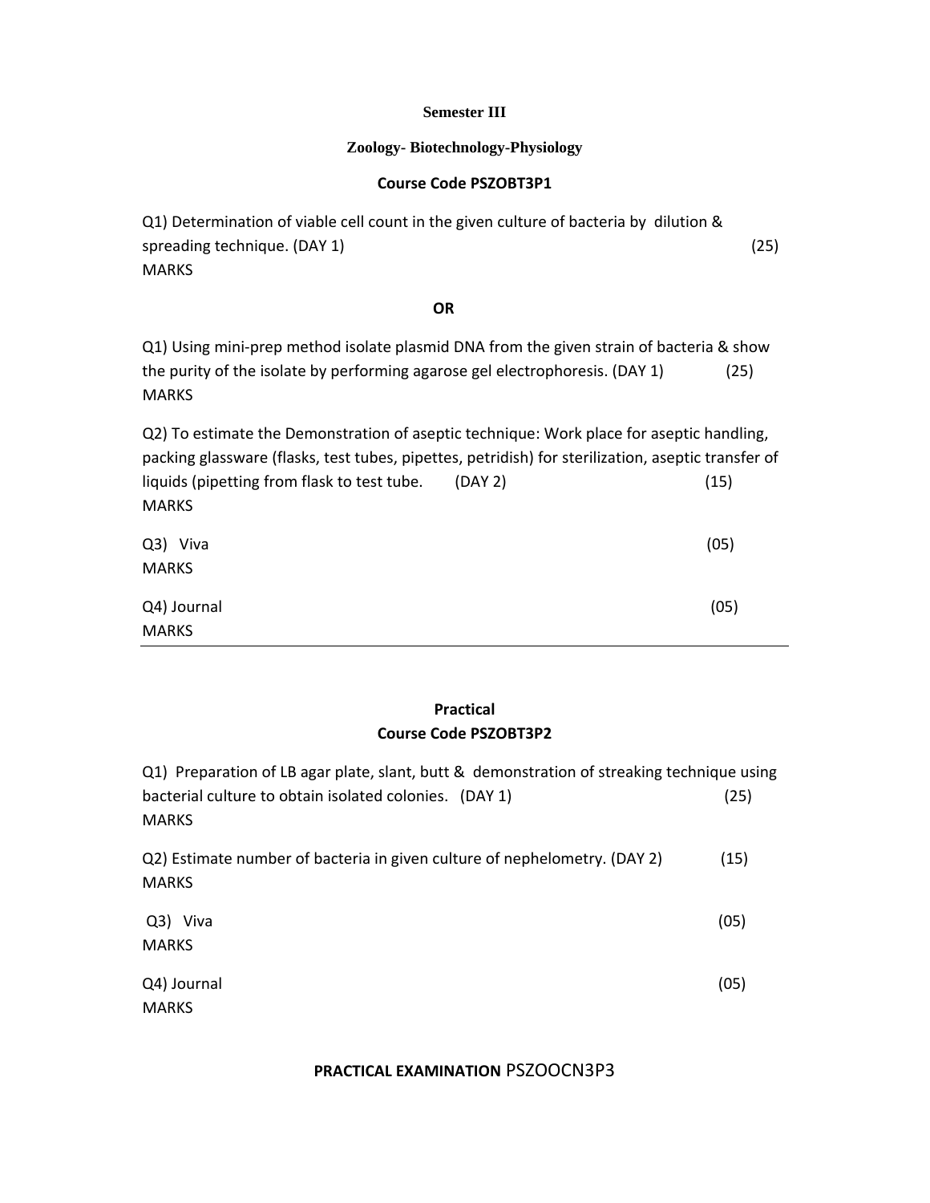**Semester III**

**Zoology- Biotechnology-Physiology**

**Course Code PSZOBT3P1**

Q1) Determination of viable cell count in the given culture of bacteria by dilution & spreading technique. (DAY 1) (25) MARKS

**OR**

Q1) Using mini-prep method isolate plasmid DNA from the given strain of bacteria & show the purity of the isolate by performing agarose gel electrophoresis. (DAY 1) (25) MARKS

Q2) To estimate the Demonstration of aseptic technique: Work place for aseptic handling, packing glassware (flasks, test tubes, pipettes, petridish) for sterilization, aseptic transfer of liquids (pipetting from flask to test tube. (DAY 2) (15) MARKS

Q3) Viva (05) MARKS

Q4) Journal (05) MARKS

---

**Practical**

**Course Code PSZOBT3P2**

Q1) Preparation of LB agar plate, slant, butt & demonstration of streaking technique using bacterial culture to obtain isolated colonies. (DAY 1) (25) MARKS

Q2) Estimate number of bacteria in given culture of nephelometry. (DAY 2) (15) MARKS

Q3) Viva (05) MARKS

Q4) Journal (05) MARKS

**PRACTICAL EXAMINATION** PSZOOCN3P3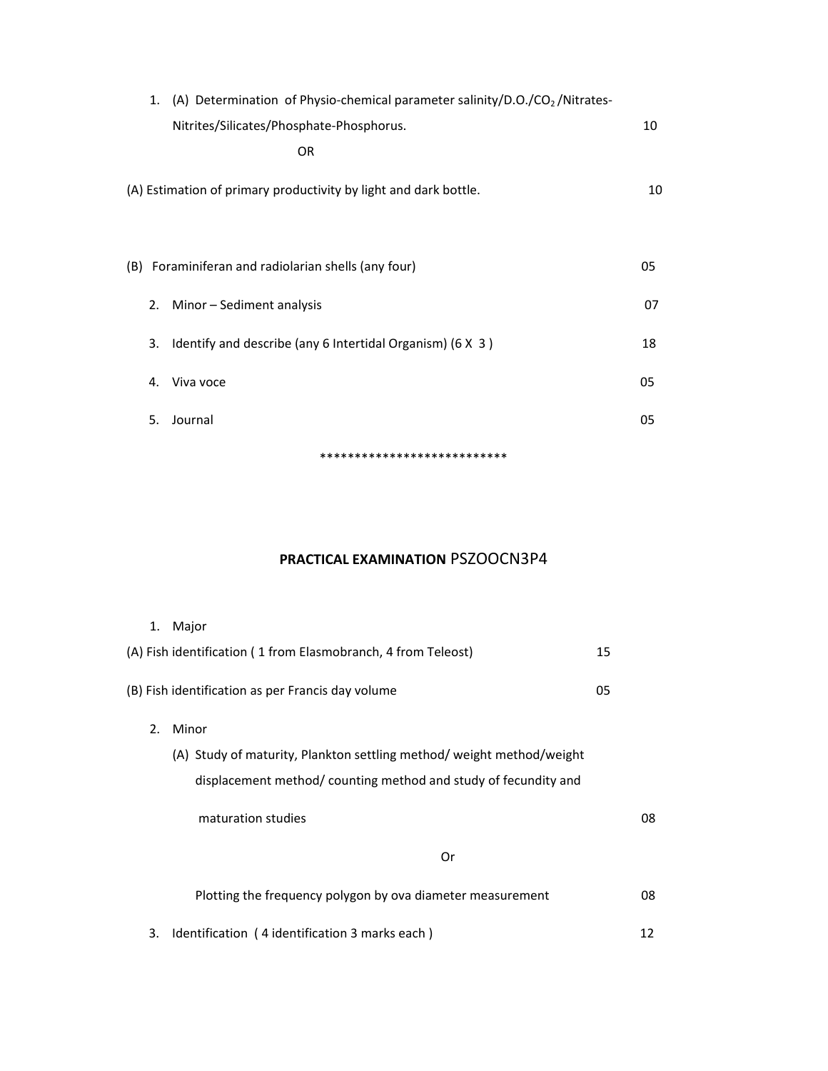1. (A) Determination of Physio-chemical parameter salinity/D.O./$CO_2$ /Nitrates-Nitrites/Silicates/Phosphate-Phosphorus. 10

   OR

(A) Estimation of primary productivity by light and dark bottle. 10

(B) Foraminiferan and radiolarian shells (any four) 05

2. Minor – Sediment analysis 07
3. Identify and describe (any 6 Intertidal Organism) (6 X 3 ) 18
4. Viva voce 05
5. Journal 05

***************************

**PRACTICAL EXAMINATION** PSZOOCN3P4

1. Major

(A) Fish identification ( 1 from Elasmobranch, 4 from Teleost) 15

(B) Fish identification as per Francis day volume 05

2. Minor
   (A) Study of maturity, Plankton settling method/ weight method/weight displacement method/ counting method and study of fecundity and maturation studies 08

   Or

   Plotting the frequency polygon by ova diameter measurement 08

3. Identification ( 4 identification 3 marks each ) 12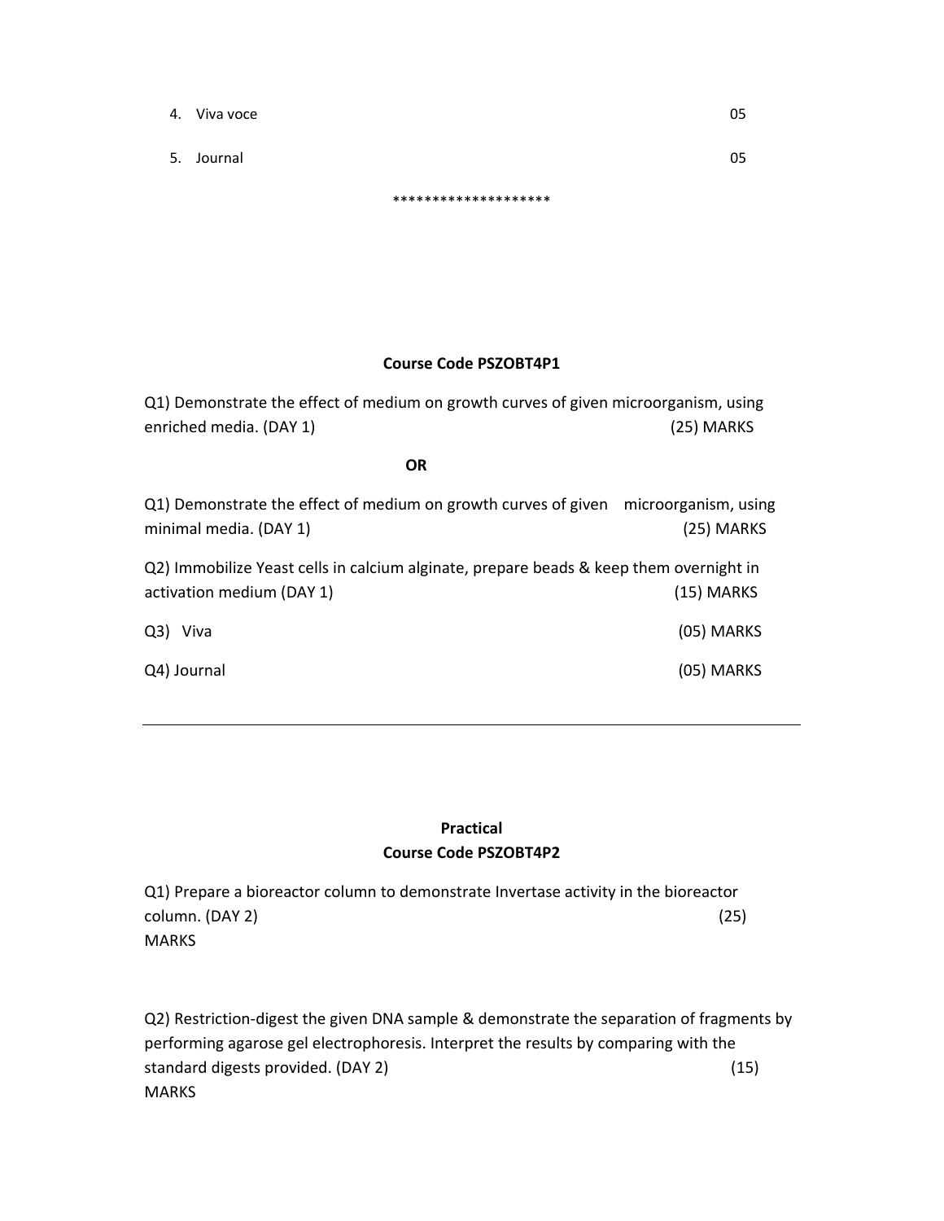4. Viva voce 05

5. Journal 05

********************

**Course Code PSZOBT4P1**

Q1) Demonstrate the effect of medium on growth curves of given microorganism, using enriched media. (DAY 1) (25) MARKS

**OR**

Q1) Demonstrate the effect of medium on growth curves of given microorganism, using minimal media. (DAY 1) (25) MARKS

Q2) Immobilize Yeast cells in calcium alginate, prepare beads & keep them overnight in activation medium (DAY 1) (15) MARKS

Q3) Viva (05) MARKS

Q4) Journal (05) MARKS

---

**Practical**

**Course Code PSZOBT4P2**

Q1) Prepare a bioreactor column to demonstrate Invertase activity in the bioreactor column. (DAY 2) (25) MARKS

Q2) Restriction-digest the given DNA sample & demonstrate the separation of fragments by performing agarose gel electrophoresis. Interpret the results by comparing with the standard digests provided. (DAY 2) (15) MARKS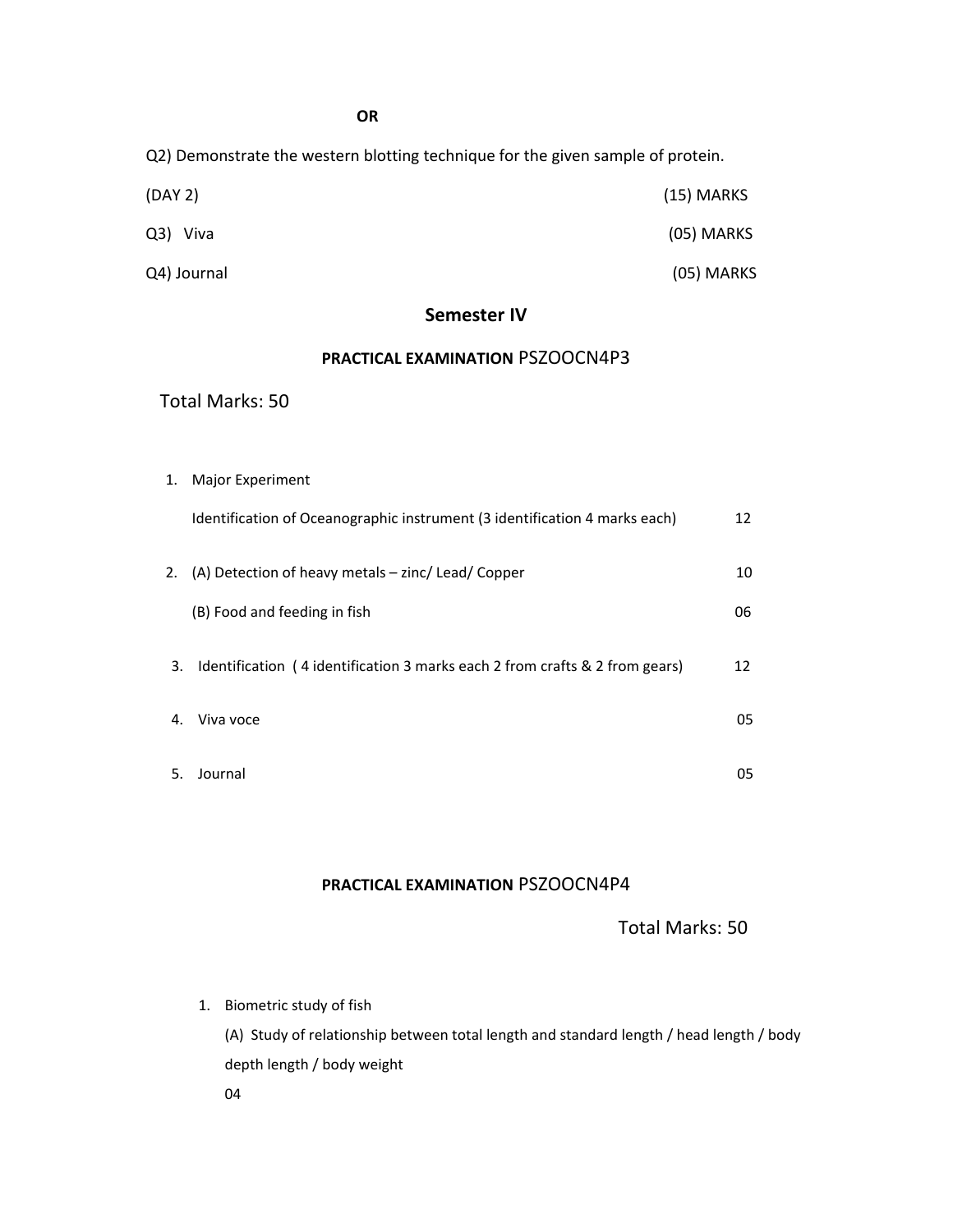**OR**

Q2) Demonstrate the western blotting technique for the given sample of protein.

(DAY 2) (15) MARKS

Q3) Viva (05) MARKS

Q4) Journal (05) MARKS

## Semester IV

### PRACTICAL EXAMINATION PSZOOCN4P3

Total Marks: 50

1. Major Experiment

   Identification of Oceanographic instrument (3 identification 4 marks each) 12

2. (A) Detection of heavy metals – zinc/ Lead/ Copper 10

   (B) Food and feeding in fish 06

3. Identification ( 4 identification 3 marks each 2 from crafts & 2 from gears) 12

4. Viva voce 05

5. Journal 05

### PRACTICAL EXAMINATION PSZOOCN4P4

Total Marks: 50

1. Biometric study of fish

   (A) Study of relationship between total length and standard length / head length / body depth length / body weight

   04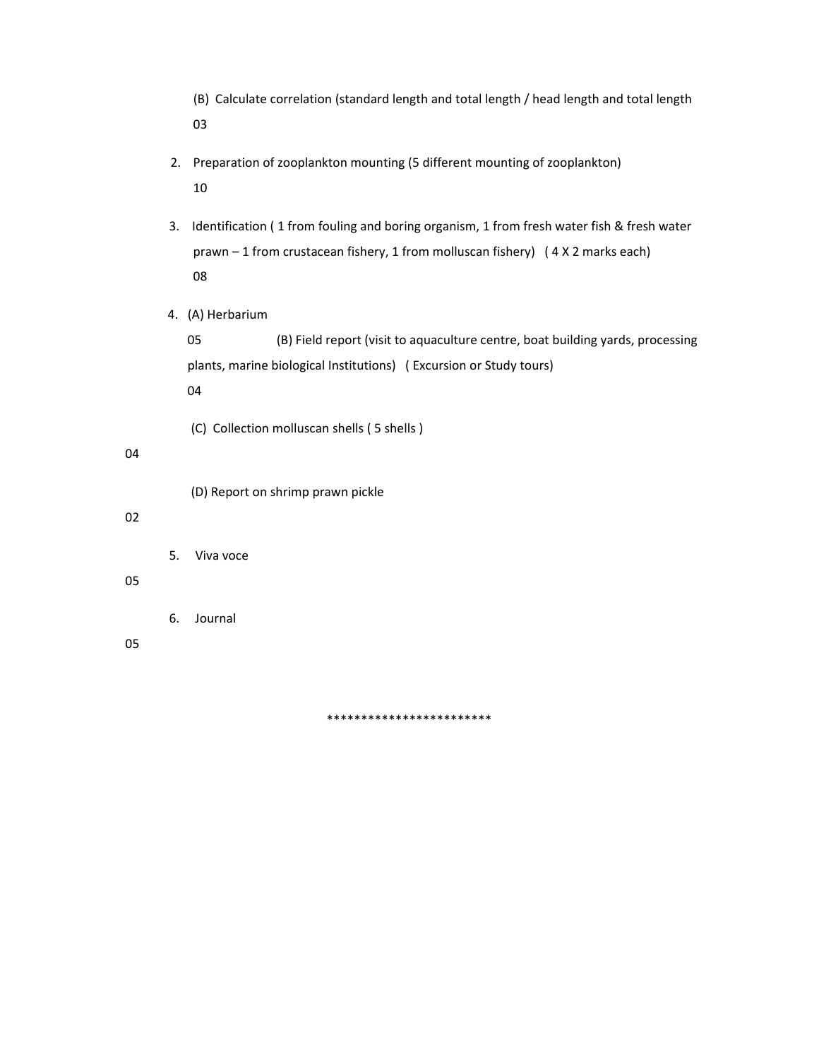(B) Calculate correlation (standard length and total length / head length and total length
03

2. Preparation of zooplankton mounting (5 different mounting of zooplankton)
10

3. Identification ( 1 from fouling and boring organism, 1 from fresh water fish & fresh water prawn – 1 from crustacean fishery, 1 from molluscan fishery) ( 4 X 2 marks each)
08

4. (A) Herbarium
05

(B) Field report (visit to aquaculture centre, boat building yards, processing plants, marine biological Institutions) ( Excursion or Study tours)
04

(C) Collection molluscan shells ( 5 shells )
04

(D) Report on shrimp prawn pickle
02

5. Viva voce
05

6. Journal
05

************************